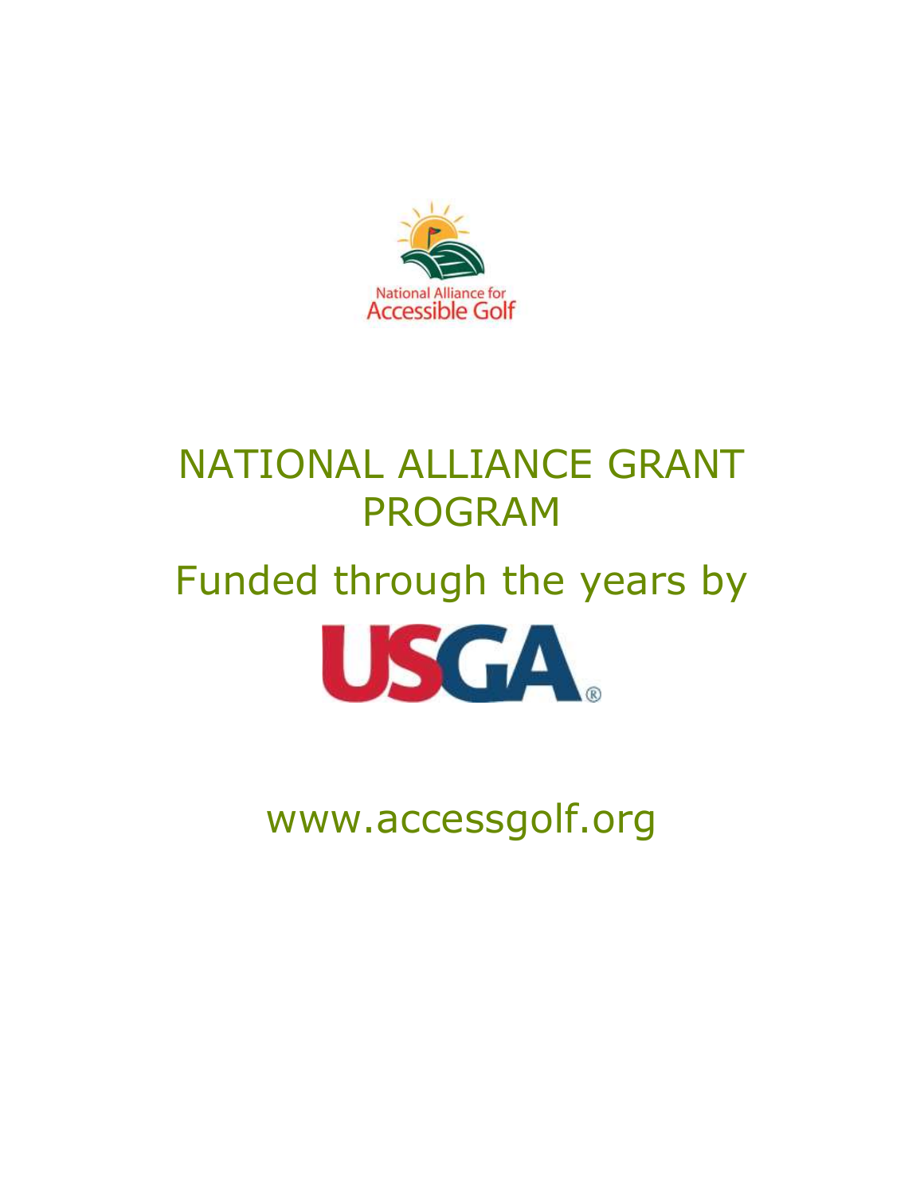National Alliance for Accessible Golf

# NATIONAL ALLIANCE GRANT PROGRAM

## Funded through the years by

USGA®

www.accessgolf.org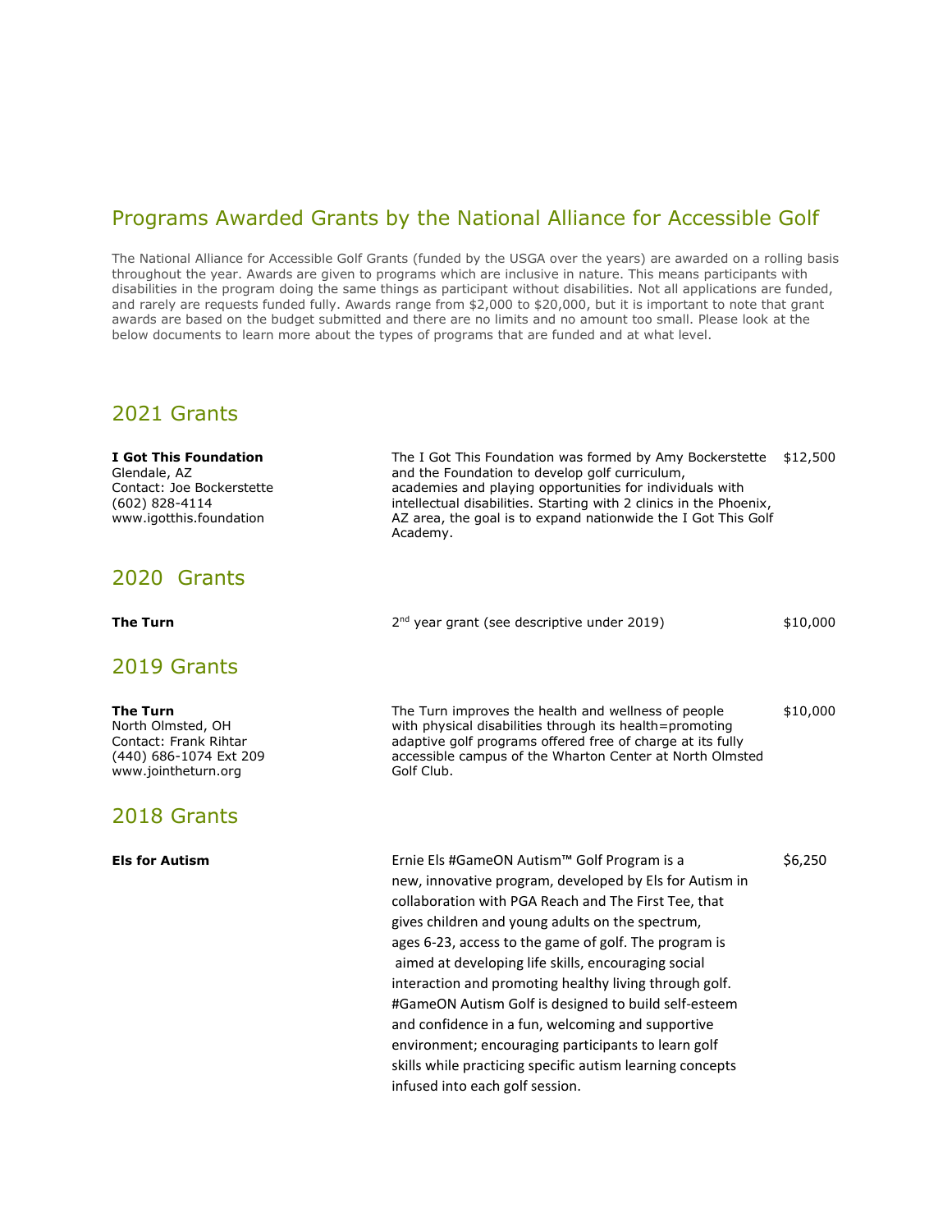# Programs Awarded Grants by the National Alliance for Accessible Golf

The National Alliance for Accessible Golf Grants (funded by the USGA over the years) are awarded on a rolling basis throughout the year. Awards are given to programs which are inclusive in nature. This means participants with disabilities in the program doing the same things as participant without disabilities. Not all applications are funded, and rarely are requests funded fully. Awards range from $2,000 to $20,000, but it is important to note that grant awards are based on the budget submitted and there are no limits and no amount too small. Please look at the below documents to learn more about the types of programs that are funded and at what level.

## 2021 Grants

| Program | Description | Amount |
|---|---|---|
| **I Got This Foundation**<br>Glendale, AZ<br>Contact: Joe Bockerstette<br>(602) 828-4114<br>www.igotthis.foundation | The I Got This Foundation was formed by Amy Bockerstette and the Foundation to develop golf curriculum, academies and playing opportunities for individuals with intellectual disabilities. Starting with 2 clinics in the Phoenix, AZ area, the goal is to expand nationwide the I Got This Golf Academy. | $12,500 |

## 2020 Grants

| Program | Description | Amount |
|---|---|---|
| **The Turn** | 2nd year grant (see descriptive under 2019) | $10,000 |

## 2019 Grants

| Program | Description | Amount |
|---|---|---|
| **The Turn**<br>North Olmsted, OH<br>Contact: Frank Rihtar<br>(440) 686-1074 Ext 209<br>www.jointheturn.org | The Turn improves the health and wellness of people with physical disabilities through its health=promoting adaptive golf programs offered free of charge at its fully accessible campus of the Wharton Center at North Olmsted Golf Club. | $10,000 |

## 2018 Grants

| Program | Description | Amount |
|---|---|---|
| **Els for Autism** | Ernie Els #GameON Autism™ Golf Program is a new, innovative program, developed by Els for Autism in collaboration with PGA Reach and The First Tee, that gives children and young adults on the spectrum, ages 6-23, access to the game of golf. The program is aimed at developing life skills, encouraging social interaction and promoting healthy living through golf. #GameON Autism Golf is designed to build self-esteem and confidence in a fun, welcoming and supportive environment; encouraging participants to learn golf skills while practicing specific autism learning concepts infused into each golf session. | $6,250 |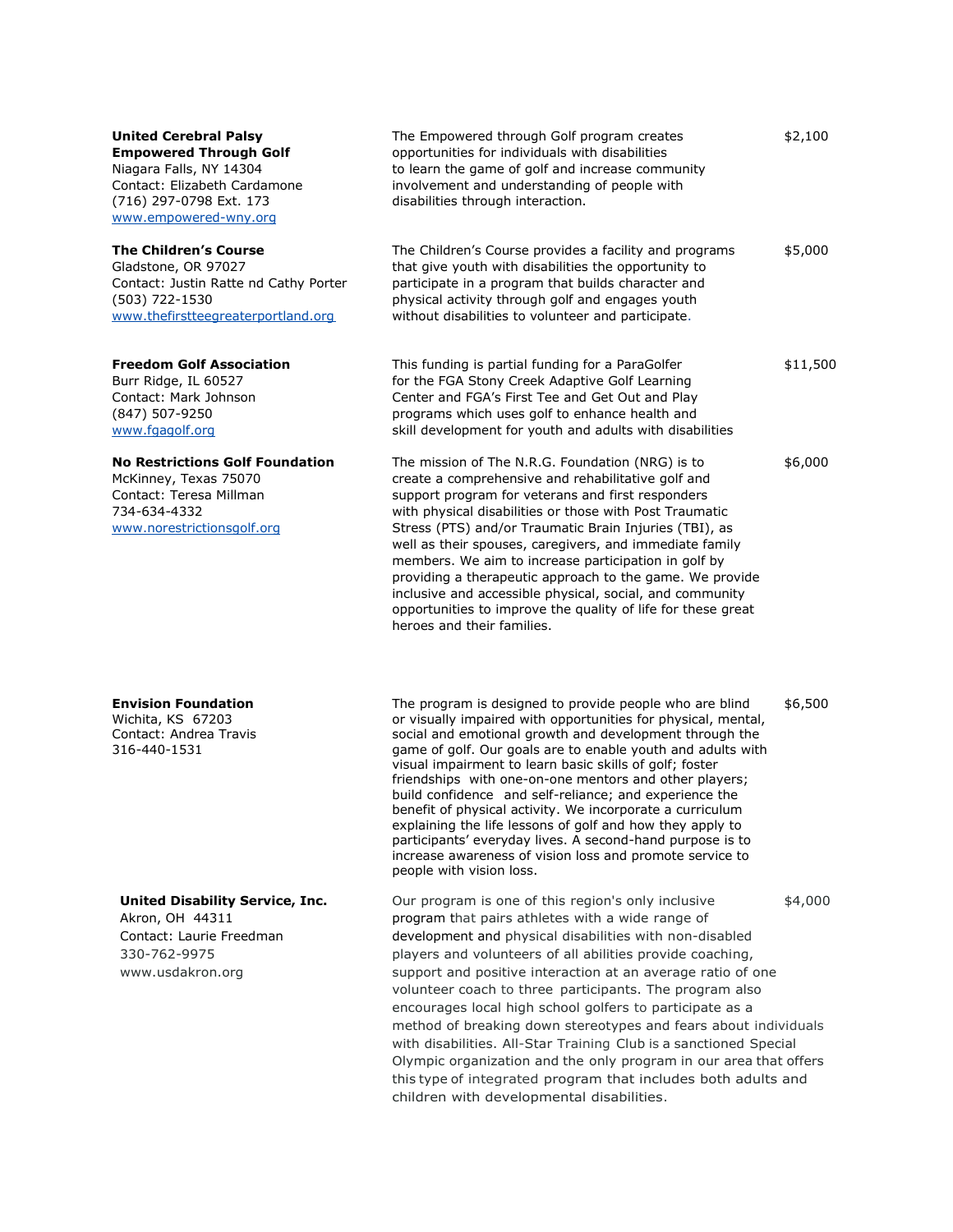| | | |
|---|---|---|
| **United Cerebral Palsy Empowered Through Golf**<br>Niagara Falls, NY 14304<br>Contact: Elizabeth Cardamone<br>(716) 297-0798 Ext. 173<br>www.empowered-wny.org | The Empowered through Golf program creates opportunities for individuals with disabilities to learn the game of golf and increase community involvement and understanding of people with disabilities through interaction. | $2,100 |
| **The Children's Course**<br>Gladstone, OR 97027<br>Contact: Justin Ratte nd Cathy Porter<br>(503) 722-1530<br>www.thefirstteegreaterportland.org | The Children's Course provides a facility and programs that give youth with disabilities the opportunity to participate in a program that builds character and physical activity through golf and engages youth without disabilities to volunteer and participate. | $5,000 |
| **Freedom Golf Association**<br>Burr Ridge, IL 60527<br>Contact: Mark Johnson<br>(847) 507-9250<br>www.fgagolf.org | This funding is partial funding for a ParaGolfer for the FGA Stony Creek Adaptive Golf Learning Center and FGA's First Tee and Get Out and Play programs which uses golf to enhance health and skill development for youth and adults with disabilities | $11,500 |
| **No Restrictions Golf Foundation**<br>McKinney, Texas 75070<br>Contact: Teresa Millman<br>734-634-4332<br>www.norestrictionsgolf.org | The mission of The N.R.G. Foundation (NRG) is to create a comprehensive and rehabilitative golf and support program for veterans and first responders with physical disabilities or those with Post Traumatic Stress (PTS) and/or Traumatic Brain Injuries (TBI), as well as their spouses, caregivers, and immediate family members. We aim to increase participation in golf by providing a therapeutic approach to the game. We provide inclusive and accessible physical, social, and community opportunities to improve the quality of life for these great heroes and their families. | $6,000 |
| **Envision Foundation**<br>Wichita, KS 67203<br>Contact: Andrea Travis<br>316-440-1531 | The program is designed to provide people who are blind or visually impaired with opportunities for physical, mental, social and emotional growth and development through the game of golf. Our goals are to enable youth and adults with visual impairment to learn basic skills of golf; foster friendships with one-on-one mentors and other players; build confidence and self-reliance; and experience the benefit of physical activity. We incorporate a curriculum explaining the life lessons of golf and how they apply to participants' everyday lives. A second-hand purpose is to increase awareness of vision loss and promote service to people with vision loss. | $6,500 |
| **United Disability Service, Inc.**<br>Akron, OH 44311<br>Contact: Laurie Freedman<br>330-762-9975<br>www.usdakron.org | Our program is one of this region's only inclusive program that pairs athletes with a wide range of development and physical disabilities with non-disabled players and volunteers of all abilities provide coaching, support and positive interaction at an average ratio of one volunteer coach to three participants. The program also encourages local high school golfers to participate as a method of breaking down stereotypes and fears about individuals with disabilities. All-Star Training Club is a sanctioned Special Olympic organization and the only program in our area that offers this type of integrated program that includes both adults and children with developmental disabilities. | $4,000 |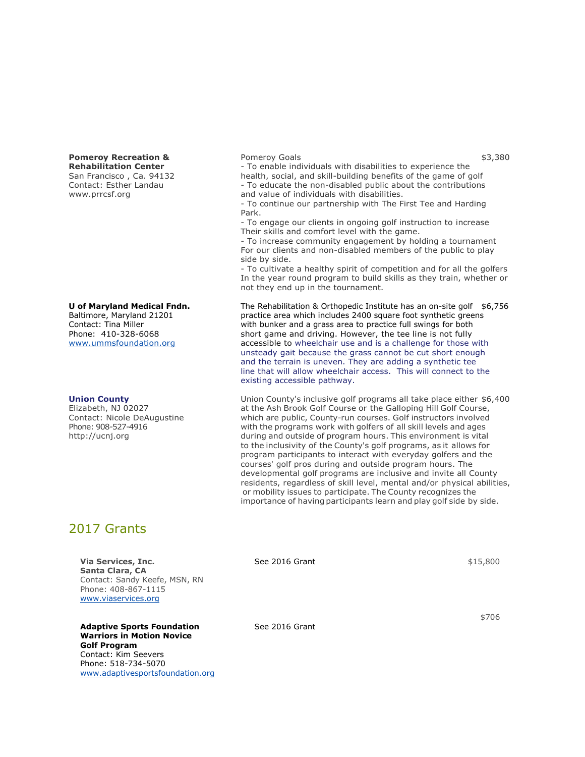| Organization | Description | Amount |
|---|---|---|
| **Pomeroy Recreation & Rehabilitation Center**<br>San Francisco , Ca. 94132<br>Contact: Esther Landau<br>www.prrcsf.org | Pomeroy Goals<br>- To enable individuals with disabilities to experience the health, social, and skill-building benefits of the game of golf<br>- To educate the non-disabled public about the contributions and value of individuals with disabilities.<br>- To continue our partnership with The First Tee and Harding Park.<br>- To engage our clients in ongoing golf instruction to increase Their skills and comfort level with the game.<br>- To increase community engagement by holding a tournament For our clients and non-disabled members of the public to play side by side.<br>- To cultivate a healthy spirit of competition and for all the golfers In the year round program to build skills as they train, whether or not they end up in the tournament. | $3,380 |
| **U of Maryland Medical Fndn.**<br>Baltimore, Maryland 21201<br>Contact: Tina Miller<br>Phone: 410-328-6068<br>www.ummsfoundation.org | The Rehabilitation & Orthopedic Institute has an on-site golf practice area which includes 2400 square foot synthetic greens with bunker and a grass area to practice full swings for both short game and driving. However, the tee line is not fully accessible to wheelchair use and is a challenge for those with unsteady gait because the grass cannot be cut short enough and the terrain is uneven. They are adding a synthetic tee line that will allow wheelchair access. This will connect to the existing accessible pathway. | $6,756 |
| **Union County**<br>Elizabeth, NJ 02027<br>Contact: Nicole DeAugustine<br>Phone: 908-527-4916<br>http://ucnj.org | Union County's inclusive golf programs all take place either at the Ash Brook Golf Course or the Galloping Hill Golf Course, which are public, County-run courses. Golf instructors involved with the programs work with golfers of all skill levels and ages during and outside of program hours. This environment is vital to the inclusivity of the County's golf programs, as it allows for program participants to interact with everyday golfers and the courses' golf pros during and outside program hours. The developmental golf programs are inclusive and invite all County residents, regardless of skill level, mental and/or physical abilities, or mobility issues to participate. The County recognizes the importance of having participants learn and play golf side by side. | $6,400 |

## 2017 Grants

| Organization | Description | Amount |
|---|---|---|
| **Via Services, Inc.**<br>**Santa Clara, CA**<br>Contact: Sandy Keefe, MSN, RN<br>Phone: 408-867-1115<br>www.viaservices.org | See 2016 Grant | $15,800 |
| **Adaptive Sports Foundation Warriors in Motion Novice Golf Program**<br>Contact: Kim Seevers<br>Phone: 518-734-5070<br>www.adaptivesportsfoundation.org | See 2016 Grant | $706 |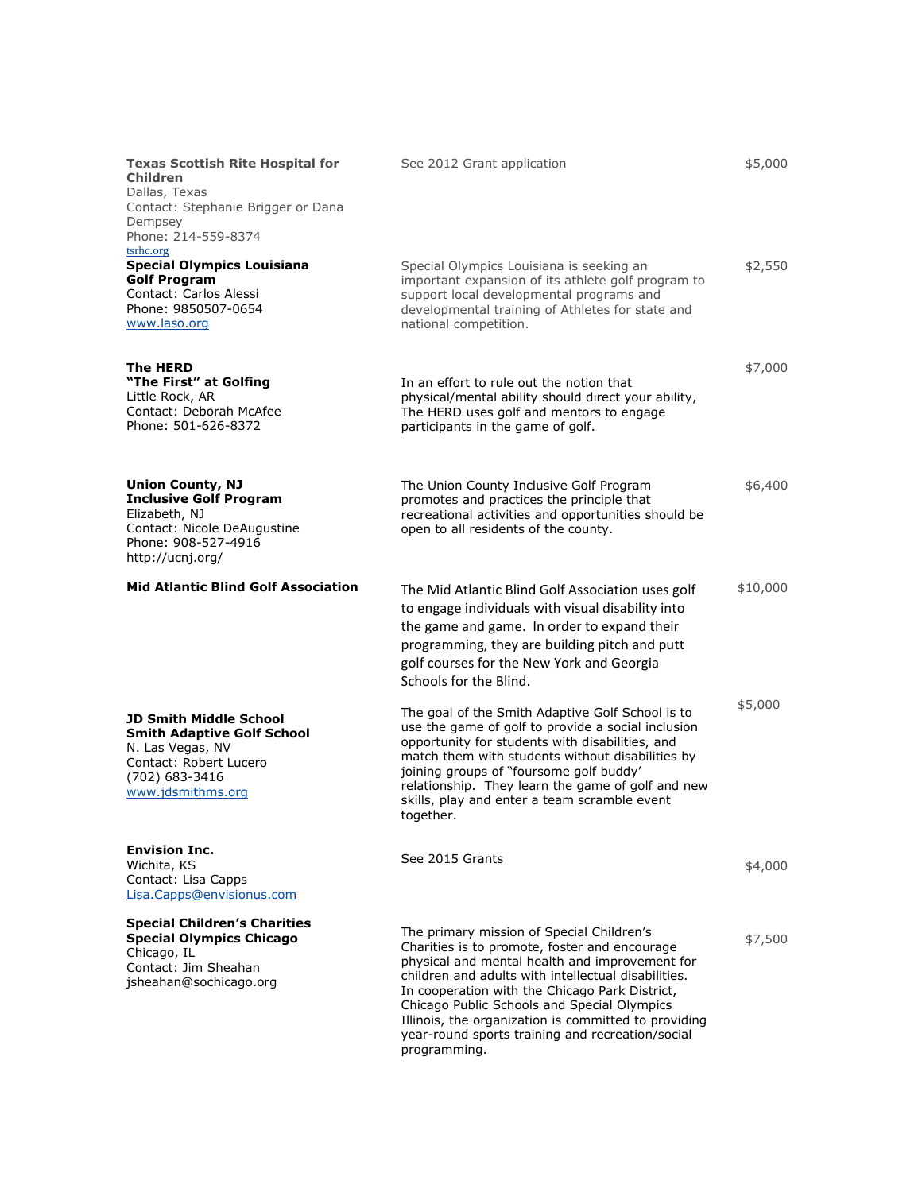| Organization | Description | Amount |
|---|---|---|
| **Texas Scottish Rite Hospital for Children**<br>Dallas, Texas<br>Contact: Stephanie Brigger or Dana Dempsey<br>Phone: 214-559-8374<br>tsrhc.org | See 2012 Grant application | $5,000 |
| **Special Olympics Louisiana Golf Program**<br>Contact: Carlos Alessi<br>Phone: 9850507-0654<br>www.laso.org | Special Olympics Louisiana is seeking an important expansion of its athlete golf program to support local developmental programs and developmental training of Athletes for state and national competition. | $2,550 |
| **The HERD**<br>**"The First" at Golfing**<br>Little Rock, AR<br>Contact: Deborah McAfee<br>Phone: 501-626-8372 | In an effort to rule out the notion that physical/mental ability should direct your ability, The HERD uses golf and mentors to engage participants in the game of golf. | $7,000 |
| **Union County, NJ**<br>**Inclusive Golf Program**<br>Elizabeth, NJ<br>Contact: Nicole DeAugustine<br>Phone: 908-527-4916<br>http://ucnj.org/ | The Union County Inclusive Golf Program promotes and practices the principle that recreational activities and opportunities should be open to all residents of the county. | $6,400 |
| **Mid Atlantic Blind Golf Association** | The Mid Atlantic Blind Golf Association uses golf to engage individuals with visual disability into the game and game. In order to expand their programming, they are building pitch and putt golf courses for the New York and Georgia Schools for the Blind. | $10,000 |
| **JD Smith Middle School**<br>**Smith Adaptive Golf School**<br>N. Las Vegas, NV<br>Contact: Robert Lucero<br>(702) 683-3416<br>www.jdsmithms.org | The goal of the Smith Adaptive Golf School is to use the game of golf to provide a social inclusion opportunity for students with disabilities, and match them with students without disabilities by joining groups of "foursome golf buddy' relationship. They learn the game of golf and new skills, play and enter a team scramble event together. | $5,000 |
| **Envision Inc.**<br>Wichita, KS<br>Contact: Lisa Capps<br>Lisa.Capps@envisionus.com | See 2015 Grants | $4,000 |
| **Special Children's Charities**<br>**Special Olympics Chicago**<br>Chicago, IL<br>Contact: Jim Sheahan<br>jsheahan@sochicago.org | The primary mission of Special Children's Charities is to promote, foster and encourage physical and mental health and improvement for children and adults with intellectual disabilities. In cooperation with the Chicago Park District, Chicago Public Schools and Special Olympics Illinois, the organization is committed to providing year-round sports training and recreation/social programming. | $7,500 |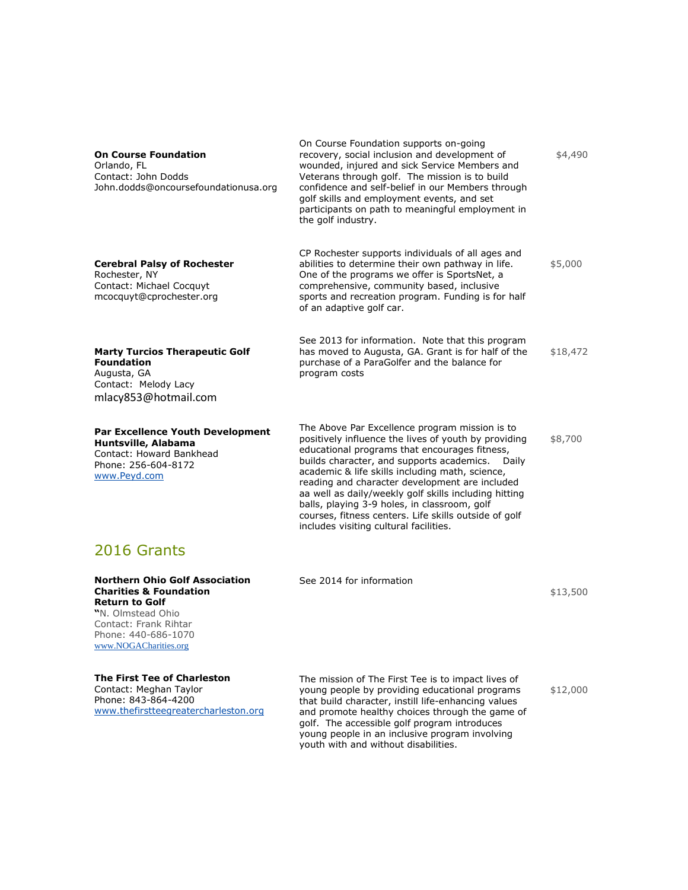| | | |
|---|---|---|
| **On Course Foundation**<br>Orlando, FL<br>Contact: John Dodds<br>John.dodds@oncoursefoundationusa.org | On Course Foundation supports on-going recovery, social inclusion and development of wounded, injured and sick Service Members and Veterans through golf. The mission is to build confidence and self-belief in our Members through golf skills and employment events, and set participants on path to meaningful employment in the golf industry. | $4,490 |
| **Cerebral Palsy of Rochester**<br>Rochester, NY<br>Contact: Michael Cocquyt<br>mcocquyt@cprochester.org | CP Rochester supports individuals of all ages and abilities to determine their own pathway in life. One of the programs we offer is SportsNet, a comprehensive, community based, inclusive sports and recreation program. Funding is for half of an adaptive golf car. | $5,000 |
| **Marty Turcios Therapeutic Golf Foundation**<br>Augusta, GA<br>Contact: Melody Lacy<br>mlacy853@hotmail.com | See 2013 for information. Note that this program has moved to Augusta, GA. Grant is for half of the purchase of a ParaGolfer and the balance for program costs | $18,472 |
| **Par Excellence Youth Development Huntsville, Alabama**<br>Contact: Howard Bankhead<br>Phone: 256-604-8172<br>www.Peyd.com | The Above Par Excellence program mission is to positively influence the lives of youth by providing educational programs that encourages fitness, builds character, and supports academics. Daily academic & life skills including math, science, reading and character development are included aa well as daily/weekly golf skills including hitting balls, playing 3-9 holes, in classroom, golf courses, fitness centers. Life skills outside of golf includes visiting cultural facilities. | $8,700 |

## 2016 Grants

| | | |
|---|---|---|
| **Northern Ohio Golf Association Charities & Foundation Return to Golf**<br>"N. Olmstead Ohio<br>Contact: Frank Rihtar<br>Phone: 440-686-1070<br>www.NOGACharities.org | See 2014 for information | $13,500 |
| **The First Tee of Charleston**<br>Contact: Meghan Taylor<br>Phone: 843-864-4200<br>www.thefirstteegreatercharleston.org | The mission of The First Tee is to impact lives of young people by providing educational programs that build character, instill life-enhancing values and promote healthy choices through the game of golf. The accessible golf program introduces young people in an inclusive program involving youth with and without disabilities. | $12,000 |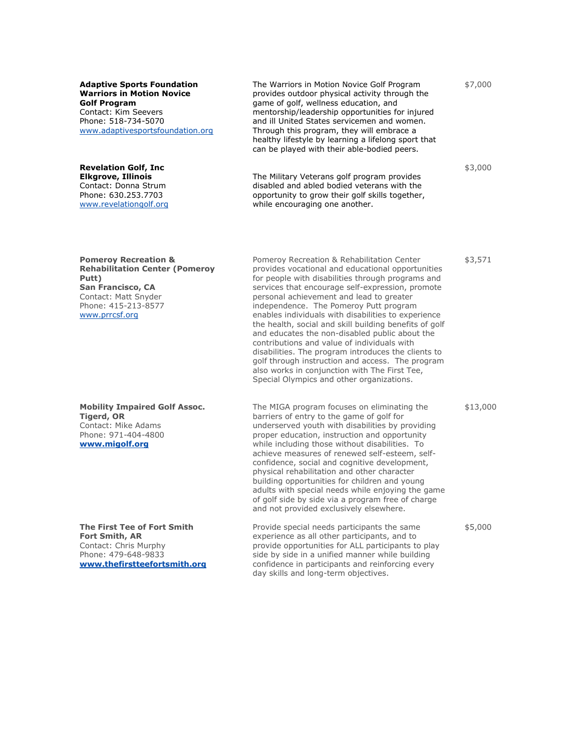| | | |
|---|---|---|
| **Adaptive Sports Foundation Warriors in Motion Novice Golf Program**<br>Contact: Kim Seevers<br>Phone: 518-734-5070<br>www.adaptivesportsfoundation.org | The Warriors in Motion Novice Golf Program provides outdoor physical activity through the game of golf, wellness education, and mentorship/leadership opportunities for injured and ill United States servicemen and women. Through this program, they will embrace a healthy lifestyle by learning a lifelong sport that can be played with their able-bodied peers. | $7,000 |
| **Revelation Golf, Inc**<br>**Elkgrove, Illinois**<br>Contact: Donna Strum<br>Phone: 630.253.7703<br>www.revelationgolf.org | The Military Veterans golf program provides disabled and abled bodied veterans with the opportunity to grow their golf skills together, while encouraging one another. | $3,000 |
| **Pomeroy Recreation & Rehabilitation Center (Pomeroy Putt)**<br>**San Francisco, CA**<br>Contact: Matt Snyder<br>Phone: 415-213-8577<br>www.prrcsf.org | Pomeroy Recreation & Rehabilitation Center provides vocational and educational opportunities for people with disabilities through programs and services that encourage self-expression, promote personal achievement and lead to greater independence. The Pomeroy Putt program enables individuals with disabilities to experience the health, social and skill building benefits of golf and educates the non-disabled public about the contributions and value of individuals with disabilities. The program introduces the clients to golf through instruction and access. The program also works in conjunction with The First Tee, Special Olympics and other organizations. | $3,571 |
| **Mobility Impaired Golf Assoc.**<br>**Tigerd, OR**<br>Contact: Mike Adams<br>Phone: 971-404-4800<br>**www.migolf.org** | The MIGA program focuses on eliminating the barriers of entry to the game of golf for underserved youth with disabilities by providing proper education, instruction and opportunity while including those without disabilities. To achieve measures of renewed self-esteem, self-confidence, social and cognitive development, physical rehabilitation and other character building opportunities for children and young adults with special needs while enjoying the game of golf side by side via a program free of charge and not provided exclusively elsewhere. | $13,000 |
| **The First Tee of Fort Smith**<br>**Fort Smith, AR**<br>Contact: Chris Murphy<br>Phone: 479-648-9833<br>**www.thefirstteefortsmith.org** | Provide special needs participants the same experience as all other participants, and to provide opportunities for ALL participants to play side by side in a unified manner while building confidence in participants and reinforcing every day skills and long-term objectives. | $5,000 |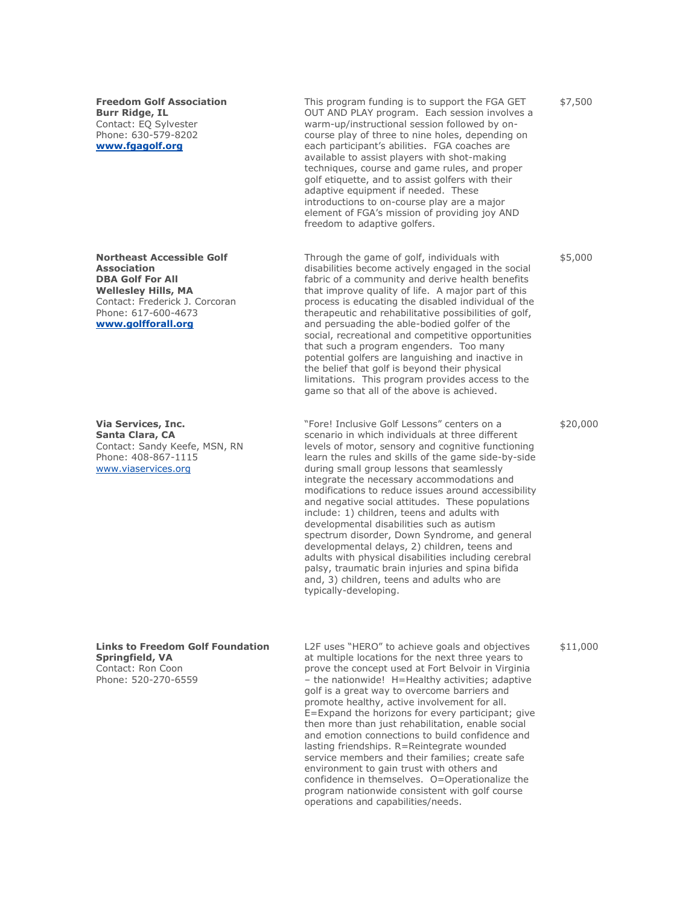| | | |
|---|---|---|
| **Freedom Golf Association**<br>**Burr Ridge, IL**<br>Contact: EQ Sylvester<br>Phone: 630-579-8202<br>**www.fgagolf.org** | This program funding is to support the FGA GET OUT AND PLAY program. Each session involves a warm-up/instructional session followed by on-course play of three to nine holes, depending on each participant's abilities. FGA coaches are available to assist players with shot-making techniques, course and game rules, and proper golf etiquette, and to assist golfers with their adaptive equipment if needed. These introductions to on-course play are a major element of FGA's mission of providing joy AND freedom to adaptive golfers. | $7,500 |
| **Northeast Accessible Golf Association**<br>**DBA Golf For All**<br>**Wellesley Hills, MA**<br>Contact: Frederick J. Corcoran<br>Phone: 617-600-4673<br>**www.golfforall.org** | Through the game of golf, individuals with disabilities become actively engaged in the social fabric of a community and derive health benefits that improve quality of life. A major part of this process is educating the disabled individual of the therapeutic and rehabilitative possibilities of golf, and persuading the able-bodied golfer of the social, recreational and competitive opportunities that such a program engenders. Too many potential golfers are languishing and inactive in the belief that golf is beyond their physical limitations. This program provides access to the game so that all of the above is achieved. | $5,000 |
| **Via Services, Inc.**<br>**Santa Clara, CA**<br>Contact: Sandy Keefe, MSN, RN<br>Phone: 408-867-1115<br>www.viaservices.org | "Fore! Inclusive Golf Lessons" centers on a scenario in which individuals at three different levels of motor, sensory and cognitive functioning learn the rules and skills of the game side-by-side during small group lessons that seamlessly integrate the necessary accommodations and modifications to reduce issues around accessibility and negative social attitudes. These populations include: 1) children, teens and adults with developmental disabilities such as autism spectrum disorder, Down Syndrome, and general developmental delays, 2) children, teens and adults with physical disabilities including cerebral palsy, traumatic brain injuries and spina bifida and, 3) children, teens and adults who are typically-developing. | $20,000 |
| **Links to Freedom Golf Foundation**<br>**Springfield, VA**<br>Contact: Ron Coon<br>Phone: 520-270-6559 | L2F uses "HERO" to achieve goals and objectives at multiple locations for the next three years to prove the concept used at Fort Belvoir in Virginia – the nationwide! H=Healthy activities; adaptive golf is a great way to overcome barriers and promote healthy, active involvement for all. E=Expand the horizons for every participant; give then more than just rehabilitation, enable social and emotion connections to build confidence and lasting friendships. R=Reintegrate wounded service members and their families; create safe environment to gain trust with others and confidence in themselves. O=Operationalize the program nationwide consistent with golf course operations and capabilities/needs. | $11,000 |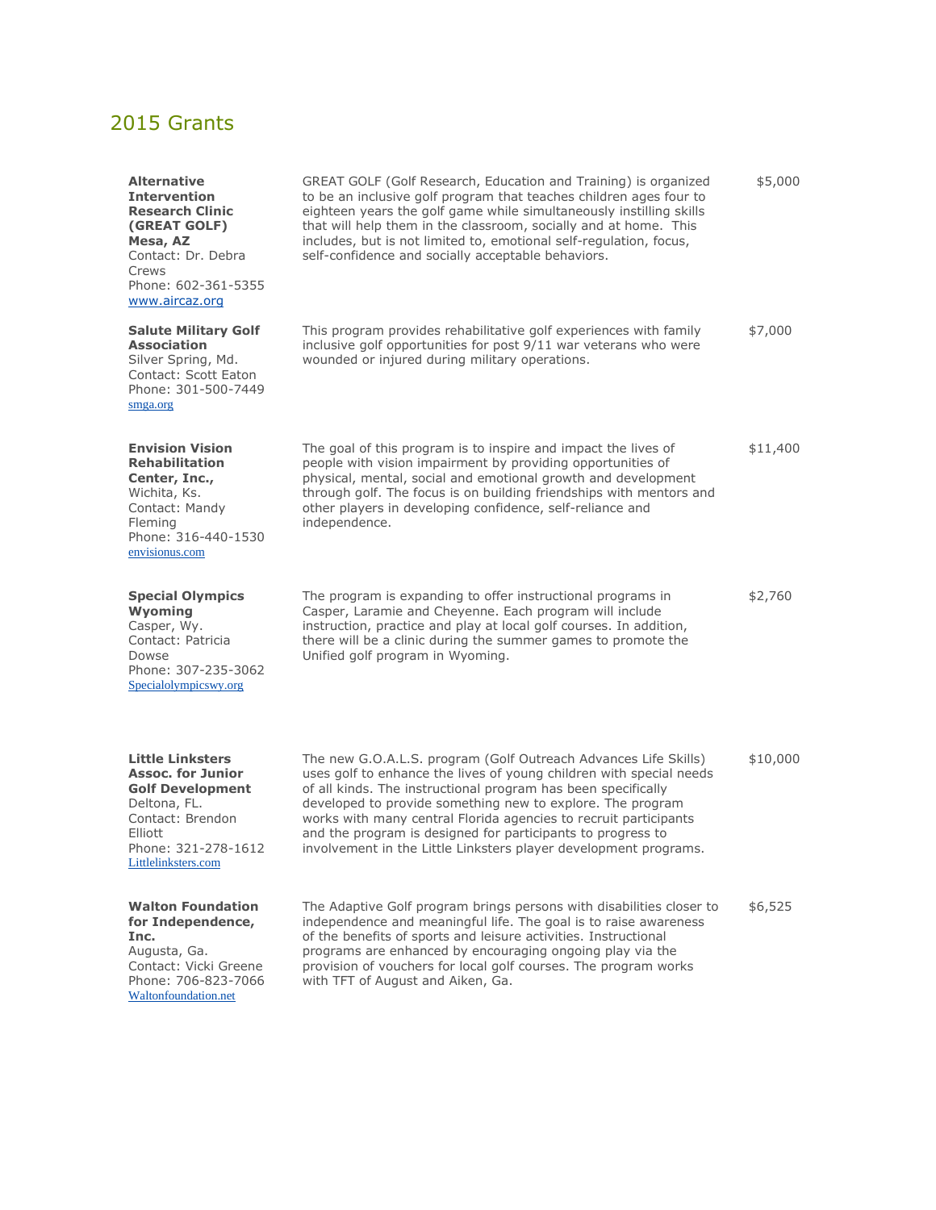## 2015 Grants

| | | |
|---|---|---|
| **Alternative Intervention Research Clinic (GREAT GOLF) Mesa, AZ**<br>Contact: Dr. Debra Crews<br>Phone: 602-361-5355<br>www.aircaz.org | GREAT GOLF (Golf Research, Education and Training) is organized to be an inclusive golf program that teaches children ages four to eighteen years the golf game while simultaneously instilling skills that will help them in the classroom, socially and at home. This includes, but is not limited to, emotional self-regulation, focus, self-confidence and socially acceptable behaviors. | $5,000 |
| **Salute Military Golf Association**<br>Silver Spring, Md.<br>Contact: Scott Eaton<br>Phone: 301-500-7449<br>smga.org | This program provides rehabilitative golf experiences with family inclusive golf opportunities for post 9/11 war veterans who were wounded or injured during military operations. | $7,000 |
| **Envision Vision Rehabilitation Center, Inc.,**<br>Wichita, Ks.<br>Contact: Mandy Fleming<br>Phone: 316-440-1530<br>envisionus.com | The goal of this program is to inspire and impact the lives of people with vision impairment by providing opportunities of physical, mental, social and emotional growth and development through golf. The focus is on building friendships with mentors and other players in developing confidence, self-reliance and independence. | $11,400 |
| **Special Olympics Wyoming**<br>Casper, Wy.<br>Contact: Patricia Dowse<br>Phone: 307-235-3062<br>Specialolympicswy.org | The program is expanding to offer instructional programs in Casper, Laramie and Cheyenne. Each program will include instruction, practice and play at local golf courses. In addition, there will be a clinic during the summer games to promote the Unified golf program in Wyoming. | $2,760 |
| **Little Linksters Assoc. for Junior Golf Development**<br>Deltona, FL.<br>Contact: Brendon Elliott<br>Phone: 321-278-1612<br>Littlelinksters.com | The new G.O.A.L.S. program (Golf Outreach Advances Life Skills) uses golf to enhance the lives of young children with special needs of all kinds. The instructional program has been specifically developed to provide something new to explore. The program works with many central Florida agencies to recruit participants and the program is designed for participants to progress to involvement in the Little Linksters player development programs. | $10,000 |
| **Walton Foundation for Independence, Inc.**<br>Augusta, Ga.<br>Contact: Vicki Greene<br>Phone: 706-823-7066<br>Waltonfoundation.net | The Adaptive Golf program brings persons with disabilities closer to independence and meaningful life. The goal is to raise awareness of the benefits of sports and leisure activities. Instructional programs are enhanced by encouraging ongoing play via the provision of vouchers for local golf courses. The program works with TFT of August and Aiken, Ga. | $6,525 |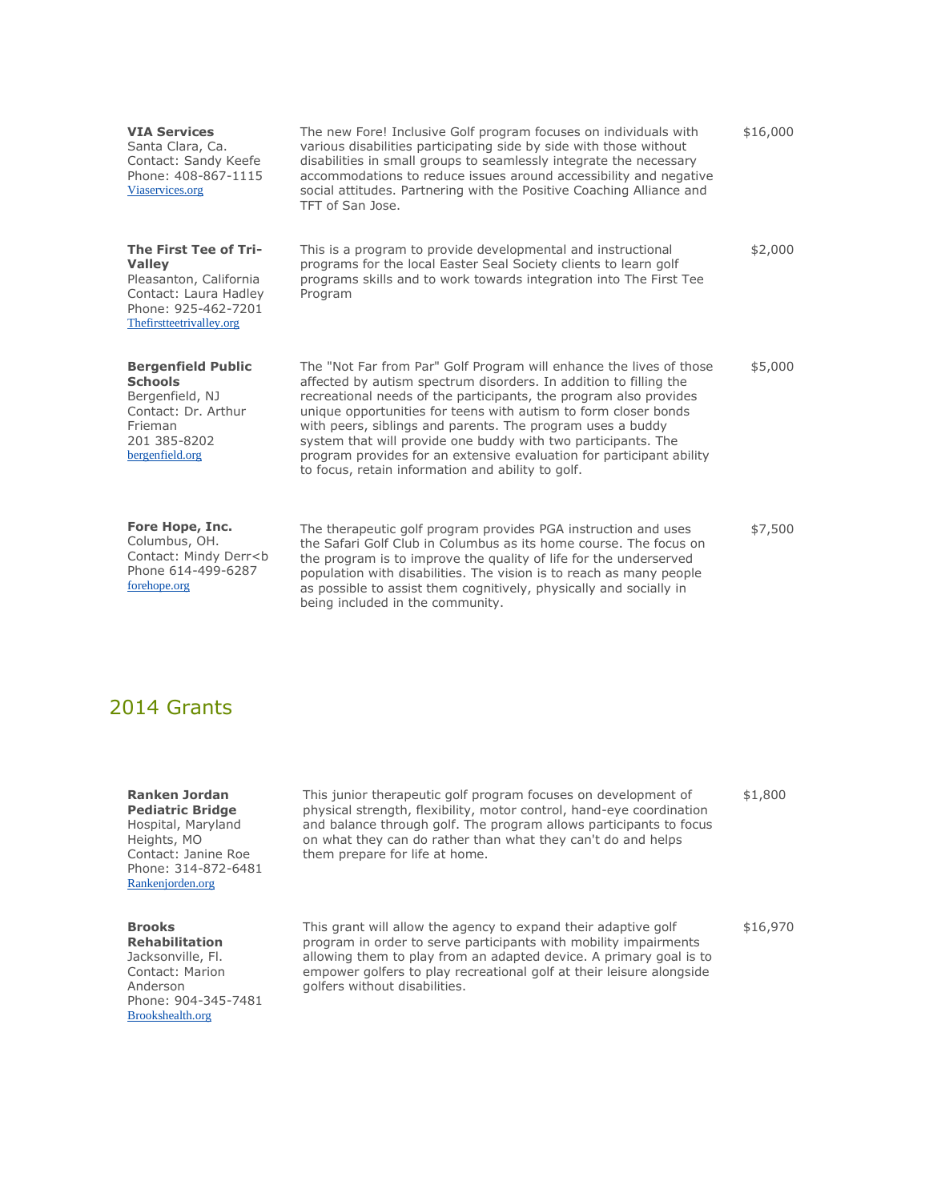| | | |
|---|---|---|
| **VIA Services**<br>Santa Clara, Ca.<br>Contact: Sandy Keefe<br>Phone: 408-867-1115<br>Viaservices.org | The new Fore! Inclusive Golf program focuses on individuals with various disabilities participating side by side with those without disabilities in small groups to seamlessly integrate the necessary accommodations to reduce issues around accessibility and negative social attitudes. Partnering with the Positive Coaching Alliance and TFT of San Jose. | $16,000 |
| **The First Tee of Tri-Valley**<br>Pleasanton, California<br>Contact: Laura Hadley<br>Phone: 925-462-7201<br>Thefirstteetrivalley.org | This is a program to provide developmental and instructional programs for the local Easter Seal Society clients to learn golf programs skills and to work towards integration into The First Tee Program | $2,000 |
| **Bergenfield Public Schools**<br>Bergenfield, NJ<br>Contact: Dr. Arthur Frieman<br>201 385-8202<br>bergenfield.org | The "Not Far from Par" Golf Program will enhance the lives of those affected by autism spectrum disorders. In addition to filling the recreational needs of the participants, the program also provides unique opportunities for teens with autism to form closer bonds with peers, siblings and parents. The program uses a buddy system that will provide one buddy with two participants. The program provides for an extensive evaluation for participant ability to focus, retain information and ability to golf. | $5,000 |
| **Fore Hope, Inc.**<br>Columbus, OH.<br>Contact: Mindy Derr<b<br>Phone 614-499-6287<br>forehope.org | The therapeutic golf program provides PGA instruction and uses the Safari Golf Club in Columbus as its home course. The focus on the program is to improve the quality of life for the underserved population with disabilities. The vision is to reach as many people as possible to assist them cognitively, physically and socially in being included in the community. | $7,500 |

## 2014 Grants

| | | |
|---|---|---|
| **Ranken Jordan Pediatric Bridge** Hospital, Maryland Heights, MO<br>Contact: Janine Roe<br>Phone: 314-872-6481<br>Rankenjorden.org | This junior therapeutic golf program focuses on development of physical strength, flexibility, motor control, hand-eye coordination and balance through golf. The program allows participants to focus on what they can do rather than what they can't do and helps them prepare for life at home. | $1,800 |
| **Brooks Rehabilitation**<br>Jacksonville, Fl.<br>Contact: Marion Anderson<br>Phone: 904-345-7481<br>Brookshealth.org | This grant will allow the agency to expand their adaptive golf program in order to serve participants with mobility impairments allowing them to play from an adapted device. A primary goal is to empower golfers to play recreational golf at their leisure alongside golfers without disabilities. | $16,970 |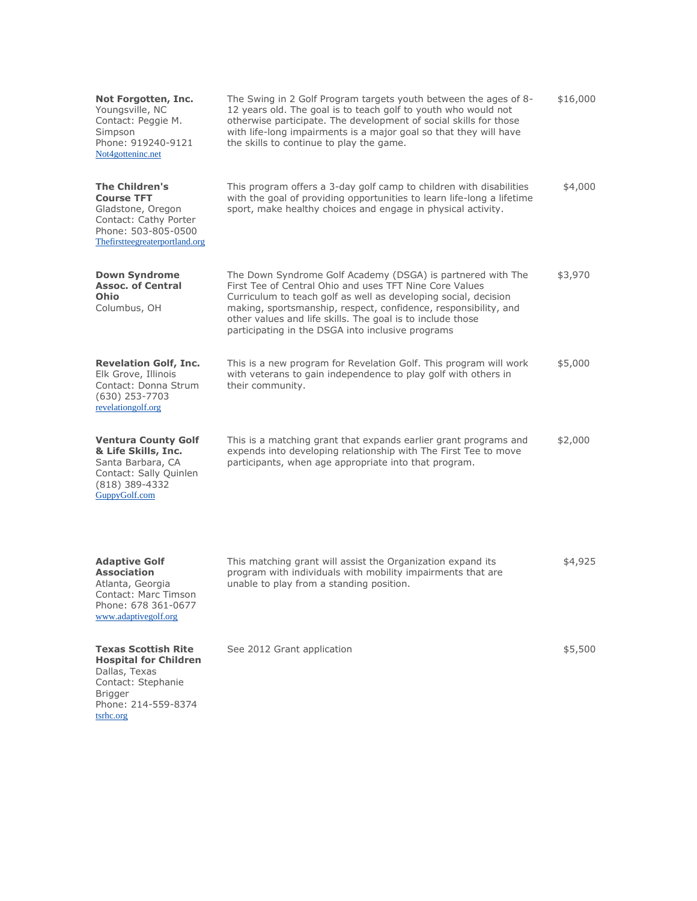| Organization | Program Description | Amount |
|---|---|---|
| **Not Forgotten, Inc.**<br>Youngsville, NC<br>Contact: Peggie M. Simpson<br>Phone: 919240-9121<br>Not4gotteninc.net | The Swing in 2 Golf Program targets youth between the ages of 8-12 years old. The goal is to teach golf to youth who would not otherwise participate. The development of social skills for those with life-long impairments is a major goal so that they will have the skills to continue to play the game. | $16,000 |
| **The Children's Course TFT**<br>Gladstone, Oregon<br>Contact: Cathy Porter<br>Phone: 503-805-0500<br>Thefirstteegreaterportland.org | This program offers a 3-day golf camp to children with disabilities with the goal of providing opportunities to learn life-long a lifetime sport, make healthy choices and engage in physical activity. | $4,000 |
| **Down Syndrome Assoc. of Central Ohio**<br>Columbus, OH | The Down Syndrome Golf Academy (DSGA) is partnered with The First Tee of Central Ohio and uses TFT Nine Core Values Curriculum to teach golf as well as developing social, decision making, sportsmanship, respect, confidence, responsibility, and other values and life skills. The goal is to include those participating in the DSGA into inclusive programs | $3,970 |
| **Revelation Golf, Inc.**<br>Elk Grove, Illinois<br>Contact: Donna Strum<br>(630) 253-7703<br>revelationgolf.org | This is a new program for Revelation Golf. This program will work with veterans to gain independence to play golf with others in their community. | $5,000 |
| **Ventura County Golf & Life Skills, Inc.**<br>Santa Barbara, CA<br>Contact: Sally Quinlen<br>(818) 389-4332<br>GuppyGolf.com | This is a matching grant that expands earlier grant programs and expends into developing relationship with The First Tee to move participants, when age appropriate into that program. | $2,000 |
| **Adaptive Golf Association**<br>Atlanta, Georgia<br>Contact: Marc Timson<br>Phone: 678 361-0677<br>www.adaptivegolf.org | This matching grant will assist the Organization expand its program with individuals with mobility impairments that are unable to play from a standing position. | $4,925 |
| **Texas Scottish Rite Hospital for Children**<br>Dallas, Texas<br>Contact: Stephanie Brigger<br>Phone: 214-559-8374<br>tsrhc.org | See 2012 Grant application | $5,500 |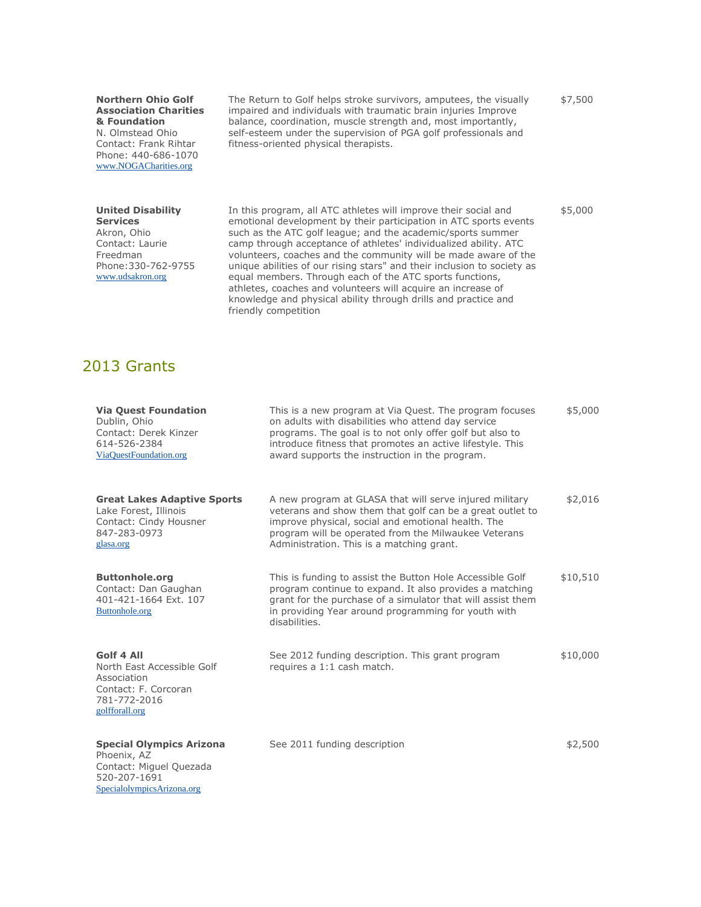| | | |
|---|---|---|
| **Northern Ohio Golf Association Charities & Foundation**<br>N. Olmstead Ohio<br>Contact: Frank Rihtar<br>Phone: 440-686-1070<br>www.NOGACharities.org | The Return to Golf helps stroke survivors, amputees, the visually impaired and individuals with traumatic brain injuries Improve balance, coordination, muscle strength and, most importantly, self-esteem under the supervision of PGA golf professionals and fitness-oriented physical therapists. | $7,500 |
| **United Disability Services**<br>Akron, Ohio<br>Contact: Laurie Freedman<br>Phone:330-762-9755<br>www.udsakron.org | In this program, all ATC athletes will improve their social and emotional development by their participation in ATC sports events such as the ATC golf league; and the academic/sports summer camp through acceptance of athletes' individualized ability. ATC volunteers, coaches and the community will be made aware of the unique abilities of our rising stars" and their inclusion to society as equal members. Through each of the ATC sports functions, athletes, coaches and volunteers will acquire an increase of knowledge and physical ability through drills and practice and friendly competition | $5,000 |

## 2013 Grants

| | | |
|---|---|---|
| **Via Quest Foundation**<br>Dublin, Ohio<br>Contact: Derek Kinzer<br>614-526-2384<br>ViaQuestFoundation.org | This is a new program at Via Quest. The program focuses on adults with disabilities who attend day service programs. The goal is to not only offer golf but also to introduce fitness that promotes an active lifestyle. This award supports the instruction in the program. | $5,000 |
| **Great Lakes Adaptive Sports**<br>Lake Forest, Illinois<br>Contact: Cindy Housner<br>847-283-0973<br>glasa.org | A new program at GLASA that will serve injured military veterans and show them that golf can be a great outlet to improve physical, social and emotional health. The program will be operated from the Milwaukee Veterans Administration. This is a matching grant. | $2,016 |
| **Buttonhole.org**<br>Contact: Dan Gaughan<br>401-421-1664 Ext. 107<br>Buttonhole.org | This is funding to assist the Button Hole Accessible Golf program continue to expand. It also provides a matching grant for the purchase of a simulator that will assist them in providing Year around programming for youth with disabilities. | $10,510 |
| **Golf 4 All**<br>North East Accessible Golf Association<br>Contact: F. Corcoran<br>781-772-2016<br>golfforall.org | See 2012 funding description. This grant program requires a 1:1 cash match. | $10,000 |
| **Special Olympics Arizona**<br>Phoenix, AZ<br>Contact: Miguel Quezada<br>520-207-1691<br>SpecialolympicsArizona.org | See 2011 funding description | $2,500 |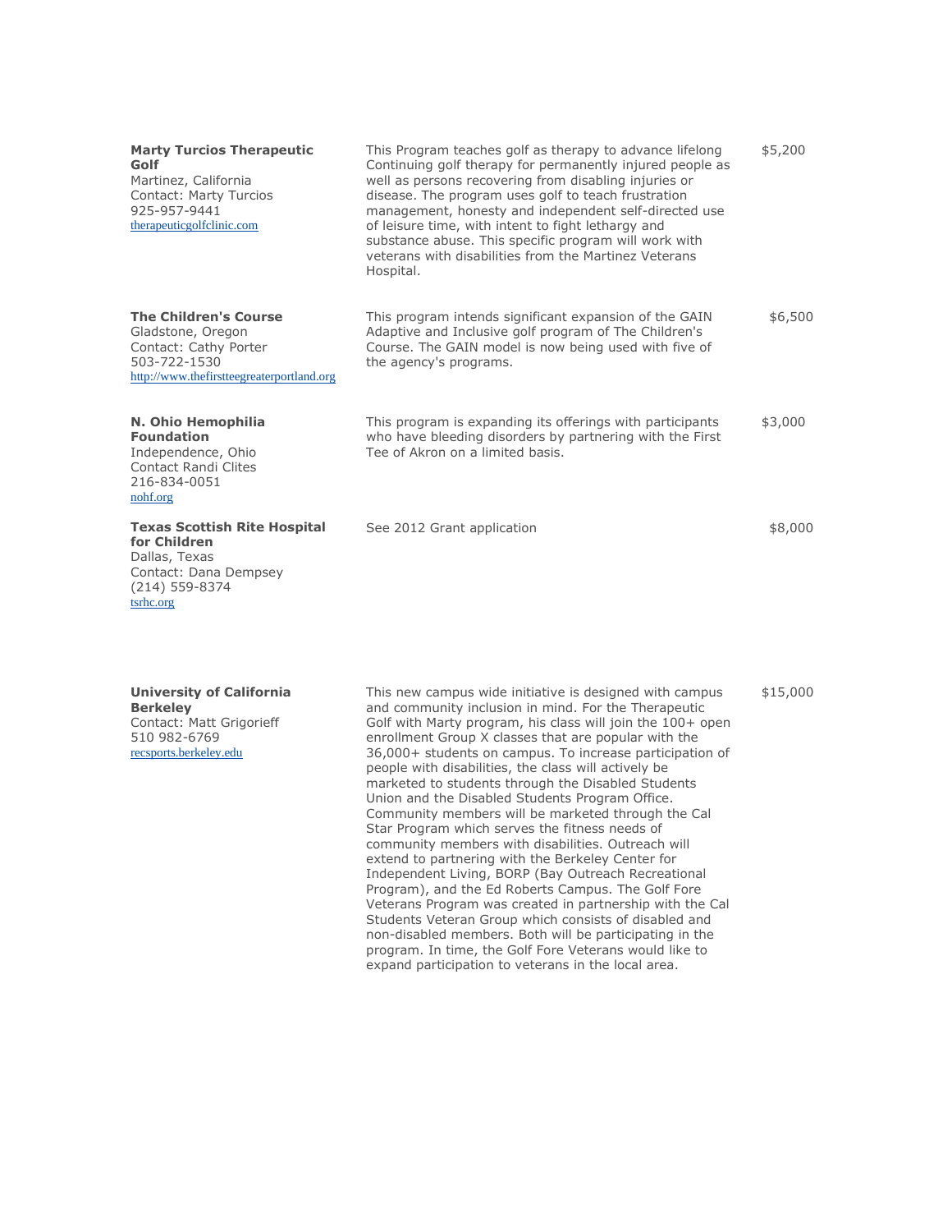| | | |
|---|---|---|
| **Marty Turcios Therapeutic Golf**<br>Martinez, California<br>Contact: Marty Turcios<br>925-957-9441<br>therapeuticgolfclinic.com | This Program teaches golf as therapy to advance lifelong Continuing golf therapy for permanently injured people as well as persons recovering from disabling injuries or disease. The program uses golf to teach frustration management, honesty and independent self-directed use of leisure time, with intent to fight lethargy and substance abuse. This specific program will work with veterans with disabilities from the Martinez Veterans Hospital. | $5,200 |
| **The Children's Course**<br>Gladstone, Oregon<br>Contact: Cathy Porter<br>503-722-1530<br>http://www.thefirstteegreaterportland.org | This program intends significant expansion of the GAIN Adaptive and Inclusive golf program of The Children's Course. The GAIN model is now being used with five of the agency's programs. | $6,500 |
| **N. Ohio Hemophilia Foundation**<br>Independence, Ohio<br>Contact Randi Clites<br>216-834-0051<br>nohf.org | This program is expanding its offerings with participants who have bleeding disorders by partnering with the First Tee of Akron on a limited basis. | $3,000 |
| **Texas Scottish Rite Hospital for Children**<br>Dallas, Texas<br>Contact: Dana Dempsey<br>(214) 559-8374<br>tsrhc.org | See 2012 Grant application | $8,000 |
| **University of California Berkeley**<br>Contact: Matt Grigorieff<br>510 982-6769<br>recsports.berkeley.edu | This new campus wide initiative is designed with campus and community inclusion in mind. For the Therapeutic Golf with Marty program, his class will join the 100+ open enrollment Group X classes that are popular with the 36,000+ students on campus. To increase participation of people with disabilities, the class will actively be marketed to students through the Disabled Students Union and the Disabled Students Program Office. Community members will be marketed through the Cal Star Program which serves the fitness needs of community members with disabilities. Outreach will extend to partnering with the Berkeley Center for Independent Living, BORP (Bay Outreach Recreational Program), and the Ed Roberts Campus. The Golf Fore Veterans Program was created in partnership with the Cal Students Veteran Group which consists of disabled and non-disabled members. Both will be participating in the program. In time, the Golf Fore Veterans would like to expand participation to veterans in the local area. | $15,000 |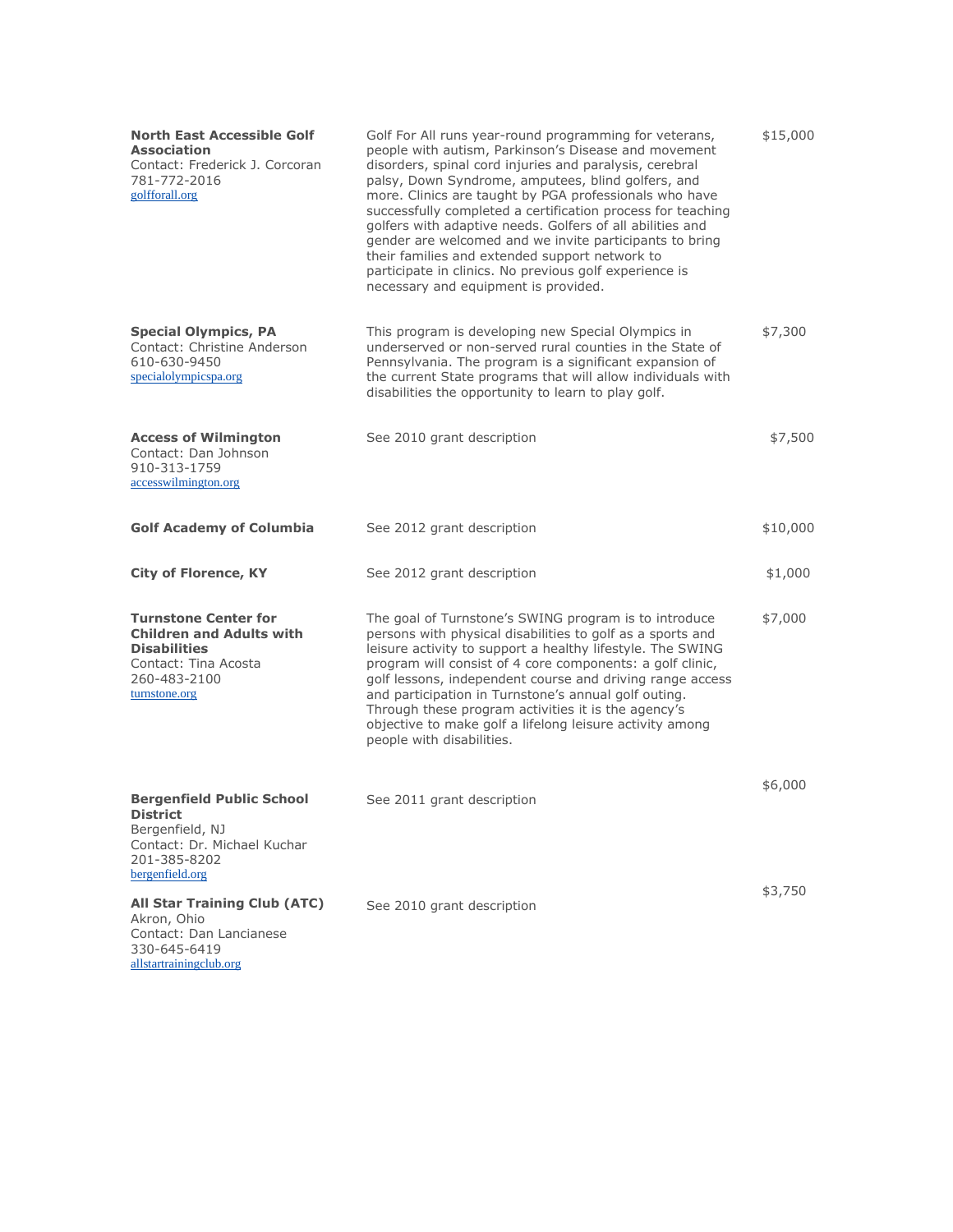| Organization | Description | Amount |
|---|---|---|
| **North East Accessible Golf Association**<br>Contact: Frederick J. Corcoran<br>781-772-2016<br>golfforall.org | Golf For All runs year-round programming for veterans, people with autism, Parkinson's Disease and movement disorders, spinal cord injuries and paralysis, cerebral palsy, Down Syndrome, amputees, blind golfers, and more. Clinics are taught by PGA professionals who have successfully completed a certification process for teaching golfers with adaptive needs. Golfers of all abilities and gender are welcomed and we invite participants to bring their families and extended support network to participate in clinics. No previous golf experience is necessary and equipment is provided. | $15,000 |
| **Special Olympics, PA**<br>Contact: Christine Anderson<br>610-630-9450<br>specialolympicspa.org | This program is developing new Special Olympics in underserved or non-served rural counties in the State of Pennsylvania. The program is a significant expansion of the current State programs that will allow individuals with disabilities the opportunity to learn to play golf. | $7,300 |
| **Access of Wilmington**<br>Contact: Dan Johnson<br>910-313-1759<br>accesswilmington.org | See 2010 grant description | $7,500 |
| **Golf Academy of Columbia** | See 2012 grant description | $10,000 |
| **City of Florence, KY** | See 2012 grant description | $1,000 |
| **Turnstone Center for Children and Adults with Disabilities**<br>Contact: Tina Acosta<br>260-483-2100<br>turnstone.org | The goal of Turnstone's SWING program is to introduce persons with physical disabilities to golf as a sports and leisure activity to support a healthy lifestyle. The SWING program will consist of 4 core components: a golf clinic, golf lessons, independent course and driving range access and participation in Turnstone's annual golf outing. Through these program activities it is the agency's objective to make golf a lifelong leisure activity among people with disabilities. | $7,000 |
| **Bergenfield Public School District**<br>Bergenfield, NJ<br>Contact: Dr. Michael Kuchar<br>201-385-8202<br>bergenfield.org | See 2011 grant description | $6,000 |
| **All Star Training Club (ATC)**<br>Akron, Ohio<br>Contact: Dan Lancianese<br>330-645-6419<br>allstartrainingclub.org | See 2010 grant description | $3,750 |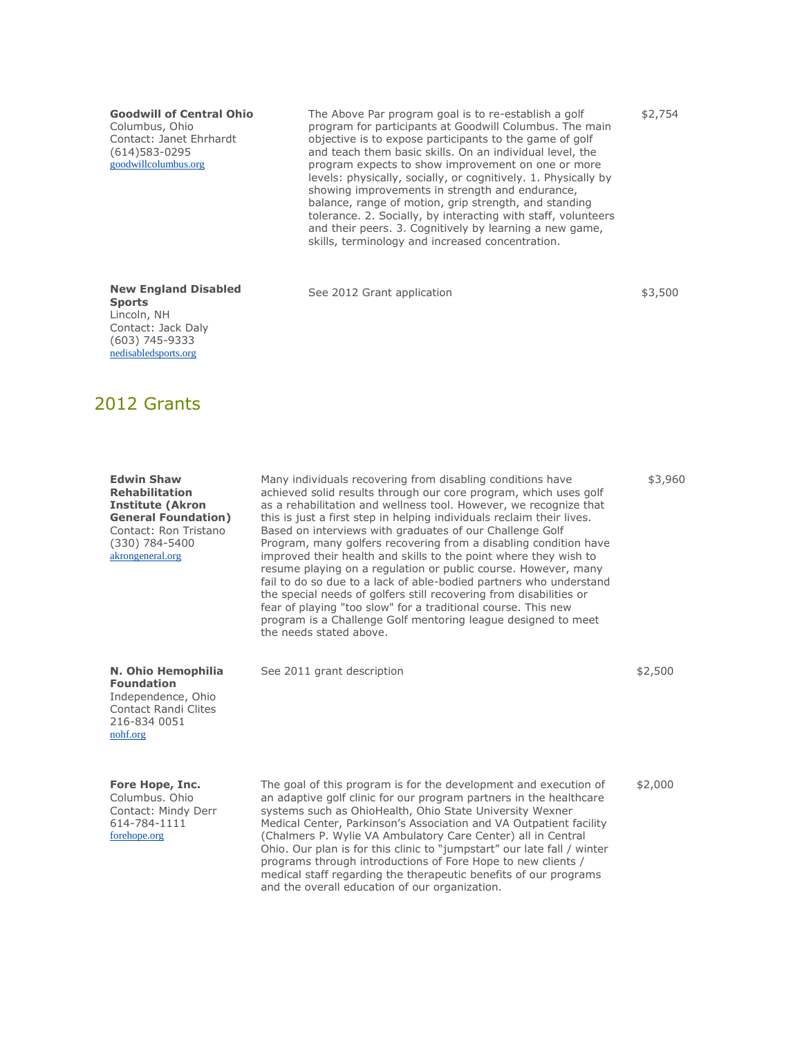| Organization | Description | Amount |
|---|---|---|
| **Goodwill of Central Ohio**<br>Columbus, Ohio<br>Contact: Janet Ehrhardt<br>(614)583-0295<br>goodwillcolumbus.org | The Above Par program goal is to re-establish a golf program for participants at Goodwill Columbus. The main objective is to expose participants to the game of golf and teach them basic skills. On an individual level, the program expects to show improvement on one or more levels: physically, socially, or cognitively. 1. Physically by showing improvements in strength and endurance, balance, range of motion, grip strength, and standing tolerance. 2. Socially, by interacting with staff, volunteers and their peers. 3. Cognitively by learning a new game, skills, terminology and increased concentration. | $2,754 |
| **New England Disabled Sports**<br>Lincoln, NH<br>Contact: Jack Daly<br>(603) 745-9333<br>nedisabledsports.org | See 2012 Grant application | $3,500 |

## 2012 Grants

| Organization | Description | Amount |
|---|---|---|
| **Edwin Shaw Rehabilitation Institute (Akron General Foundation)**<br>Contact: Ron Tristano<br>(330) 784-5400<br>akrongeneral.org | Many individuals recovering from disabling conditions have achieved solid results through our core program, which uses golf as a rehabilitation and wellness tool. However, we recognize that this is just a first step in helping individuals reclaim their lives. Based on interviews with graduates of our Challenge Golf Program, many golfers recovering from a disabling condition have improved their health and skills to the point where they wish to resume playing on a regulation or public course. However, many fail to do so due to a lack of able-bodied partners who understand the special needs of golfers still recovering from disabilities or fear of playing "too slow" for a traditional course. This new program is a Challenge Golf mentoring league designed to meet the needs stated above. | $3,960 |
| **N. Ohio Hemophilia Foundation**<br>Independence, Ohio<br>Contact Randi Clites<br>216-834 0051<br>nohf.org | See 2011 grant description | $2,500 |
| **Fore Hope, Inc.**<br>Columbus. Ohio<br>Contact: Mindy Derr<br>614-784-1111<br>forehope.org | The goal of this program is for the development and execution of an adaptive golf clinic for our program partners in the healthcare systems such as OhioHealth, Ohio State University Wexner Medical Center, Parkinson's Association and VA Outpatient facility (Chalmers P. Wylie VA Ambulatory Care Center) all in Central Ohio. Our plan is for this clinic to "jumpstart" our late fall / winter programs through introductions of Fore Hope to new clients / medical staff regarding the therapeutic benefits of our programs and the overall education of our organization. | $2,000 |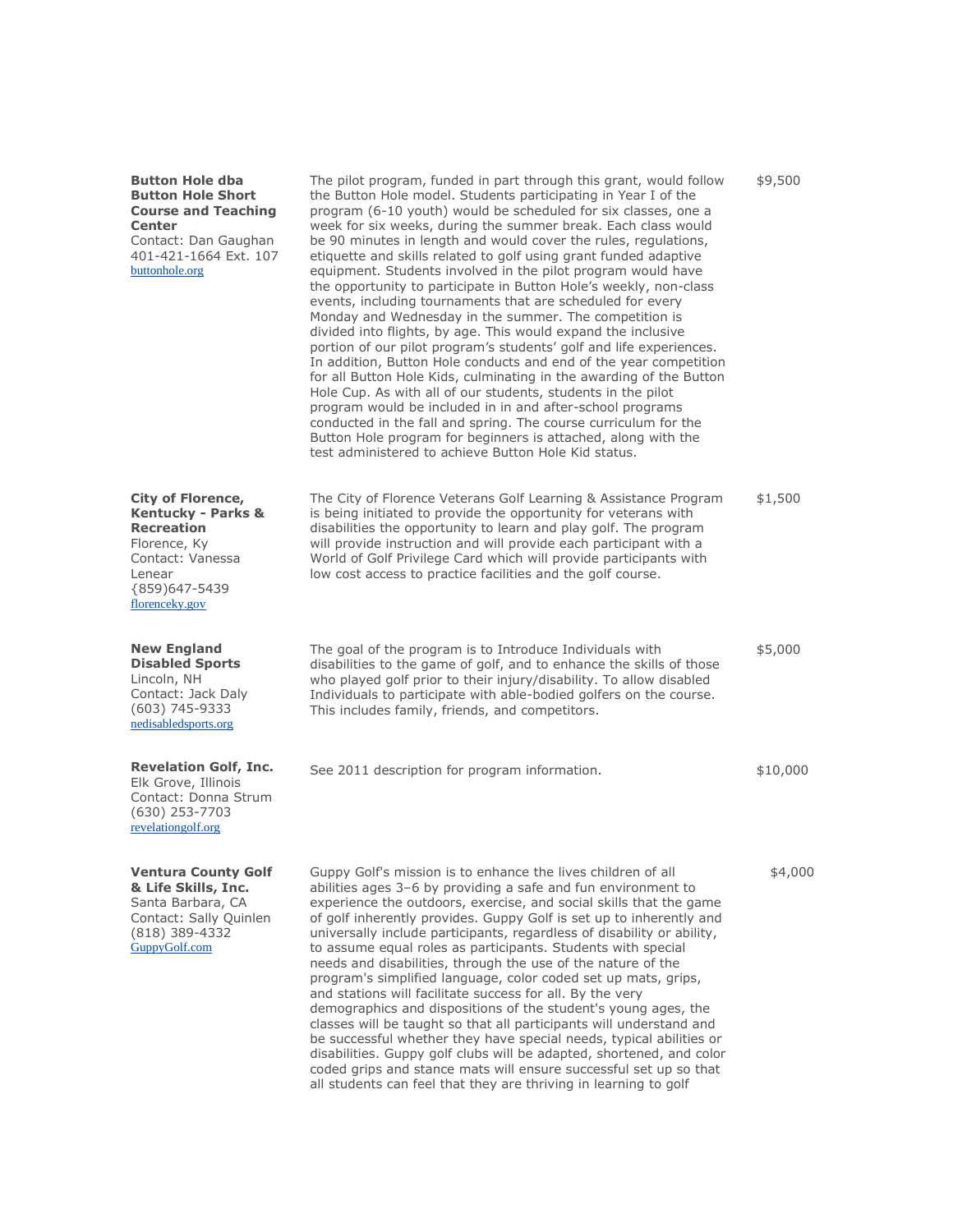| | | |
|---|---|---|
| **Button Hole dba Button Hole Short Course and Teaching Center**<br>Contact: Dan Gaughan<br>401-421-1664 Ext. 107<br>buttonhole.org | The pilot program, funded in part through this grant, would follow the Button Hole model. Students participating in Year I of the program (6-10 youth) would be scheduled for six classes, one a week for six weeks, during the summer break. Each class would be 90 minutes in length and would cover the rules, regulations, etiquette and skills related to golf using grant funded adaptive equipment. Students involved in the pilot program would have the opportunity to participate in Button Hole's weekly, non-class events, including tournaments that are scheduled for every Monday and Wednesday in the summer. The competition is divided into flights, by age. This would expand the inclusive portion of our pilot program's students' golf and life experiences. In addition, Button Hole conducts and end of the year competition for all Button Hole Kids, culminating in the awarding of the Button Hole Cup. As with all of our students, students in the pilot program would be included in in and after-school programs conducted in the fall and spring. The course curriculum for the Button Hole program for beginners is attached, along with the test administered to achieve Button Hole Kid status. | $9,500 |
| **City of Florence, Kentucky - Parks & Recreation**<br>Florence, Ky<br>Contact: Vanessa Lenear<br>{859)647-5439<br>florenceky.gov | The City of Florence Veterans Golf Learning & Assistance Program is being initiated to provide the opportunity for veterans with disabilities the opportunity to learn and play golf. The program will provide instruction and will provide each participant with a World of Golf Privilege Card which will provide participants with low cost access to practice facilities and the golf course. | $1,500 |
| **New England Disabled Sports**<br>Lincoln, NH<br>Contact: Jack Daly<br>(603) 745-9333<br>nedisabledsports.org | The goal of the program is to Introduce Individuals with disabilities to the game of golf, and to enhance the skills of those who played golf prior to their injury/disability. To allow disabled Individuals to participate with able-bodied golfers on the course. This includes family, friends, and competitors. | $5,000 |
| **Revelation Golf, Inc.**<br>Elk Grove, Illinois<br>Contact: Donna Strum<br>(630) 253-7703<br>revelationgolf.org | See 2011 description for program information. | $10,000 |
| **Ventura County Golf & Life Skills, Inc.**<br>Santa Barbara, CA<br>Contact: Sally Quinlen<br>(818) 389-4332<br>GuppyGolf.com | Guppy Golf's mission is to enhance the lives children of all abilities ages 3–6 by providing a safe and fun environment to experience the outdoors, exercise, and social skills that the game of golf inherently provides. Guppy Golf is set up to inherently and universally include participants, regardless of disability or ability, to assume equal roles as participants. Students with special needs and disabilities, through the use of the nature of the program's simplified language, color coded set up mats, grips, and stations will facilitate success for all. By the very demographics and dispositions of the student's young ages, the classes will be taught so that all participants will understand and be successful whether they have special needs, typical abilities or disabilities. Guppy golf clubs will be adapted, shortened, and color coded grips and stance mats will ensure successful set up so that all students can feel that they are thriving in learning to golf | $4,000 |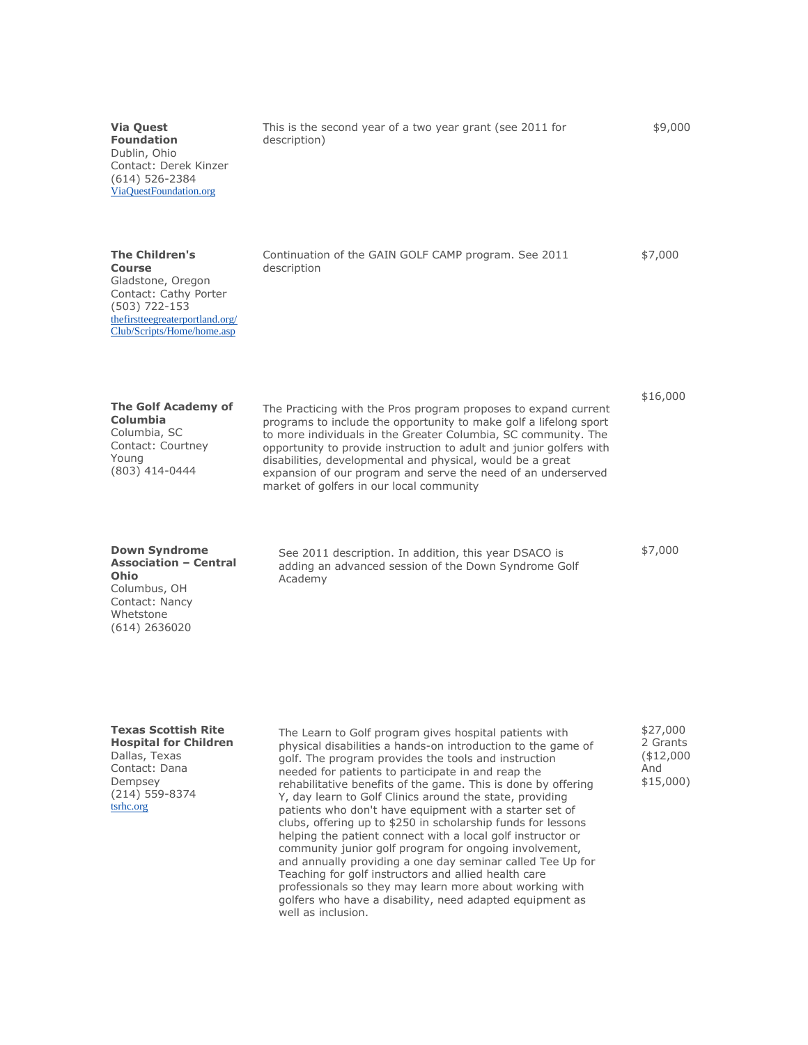| | | |
|---|---|---|
| **Via Quest Foundation**<br>Dublin, Ohio<br>Contact: Derek Kinzer<br>(614) 526-2384<br>ViaQuestFoundation.org | This is the second year of a two year grant (see 2011 for description) | $9,000 |
| **The Children's Course**<br>Gladstone, Oregon<br>Contact: Cathy Porter<br>(503) 722-153<br>thefirstteegreaterportland.org/Club/Scripts/Home/home.asp | Continuation of the GAIN GOLF CAMP program. See 2011 description | $7,000 |
| **The Golf Academy of Columbia**<br>Columbia, SC<br>Contact: Courtney Young<br>(803) 414-0444 | The Practicing with the Pros program proposes to expand current programs to include the opportunity to make golf a lifelong sport to more individuals in the Greater Columbia, SC community. The opportunity to provide instruction to adult and junior golfers with disabilities, developmental and physical, would be a great expansion of our program and serve the need of an underserved market of golfers in our local community | $16,000 |
| **Down Syndrome Association – Central Ohio**<br>Columbus, OH<br>Contact: Nancy Whetstone<br>(614) 2636020 | See 2011 description. In addition, this year DSACO is adding an advanced session of the Down Syndrome Golf Academy | $7,000 |
| **Texas Scottish Rite Hospital for Children**<br>Dallas, Texas<br>Contact: Dana Dempsey<br>(214) 559-8374<br>tsrhc.org | The Learn to Golf program gives hospital patients with physical disabilities a hands-on introduction to the game of golf. The program provides the tools and instruction needed for patients to participate in and reap the rehabilitative benefits of the game. This is done by offering Y, day learn to Golf Clinics around the state, providing patients who don't have equipment with a starter set of clubs, offering up to $250 in scholarship funds for lessons helping the patient connect with a local golf instructor or community junior golf program for ongoing involvement, and annually providing a one day seminar called Tee Up for Teaching for golf instructors and allied health care professionals so they may learn more about working with golfers who have a disability, need adapted equipment as well as inclusion. | $27,000<br>2 Grants<br>($12,000<br>And<br>$15,000) |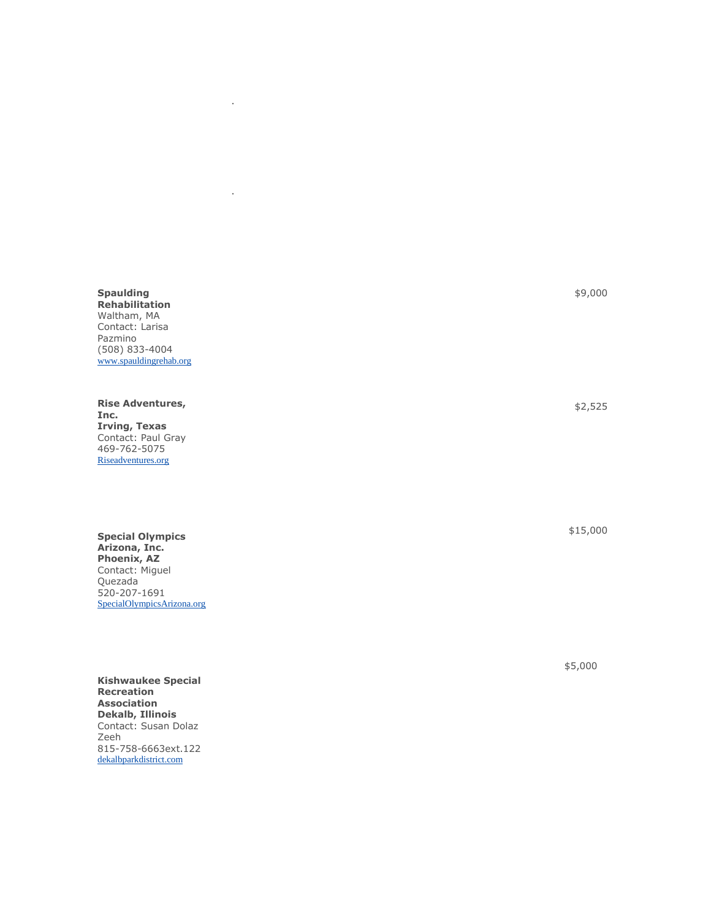| | |
|---|---|
| **Spaulding Rehabilitation**<br>Waltham, MA<br>Contact: Larisa Pazmino<br>(508) 833-4004<br>www.spauldingrehab.org | $9,000 |
| **Rise Adventures, Inc.**<br>**Irving, Texas**<br>Contact: Paul Gray<br>469-762-5075<br>Riseadventures.org | $2,525 |
| **Special Olympics Arizona, Inc.**<br>**Phoenix, AZ**<br>Contact: Miguel Quezada<br>520-207-1691<br>SpecialOlympicsArizona.org | $15,000 |
| **Kishwaukee Special Recreation Association**<br>**Dekalb, Illinois**<br>Contact: Susan Dolaz Zeeh<br>815-758-6663ext.122<br>dekalbparkdistrict.com | $5,000 |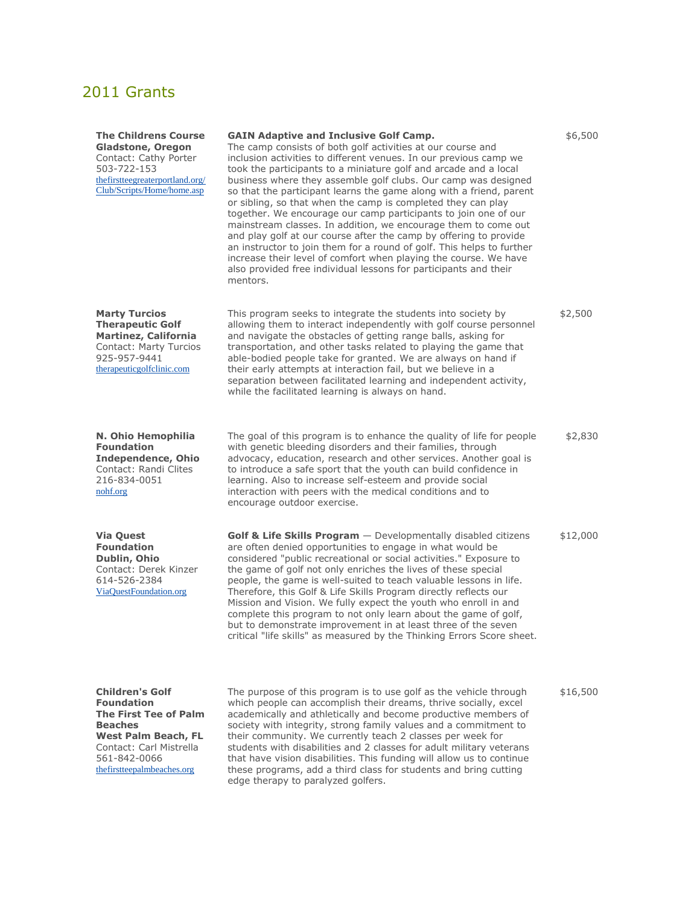## 2011 Grants

| | | |
|---|---|---|
| **The Childrens Course**<br>**Gladstone, Oregon**<br>Contact: Cathy Porter<br>503-722-153<br>thefirstteegreaterportland.org/Club/Scripts/Home/home.asp | **GAIN Adaptive and Inclusive Golf Camp.**<br>The camp consists of both golf activities at our course and inclusion activities to different venues. In our previous camp we took the participants to a miniature golf and arcade and a local business where they assemble golf clubs. Our camp was designed so that the participant learns the game along with a friend, parent or sibling, so that when the camp is completed they can play together. We encourage our camp participants to join one of our mainstream classes. In addition, we encourage them to come out and play golf at our course after the camp by offering to provide an instructor to join them for a round of golf. This helps to further increase their level of comfort when playing the course. We have also provided free individual lessons for participants and their mentors. | $6,500 |
| **Marty Turcios Therapeutic Golf**<br>**Martinez, California**<br>Contact: Marty Turcios<br>925-957-9441<br>therapeuticgolfclinic.com | This program seeks to integrate the students into society by allowing them to interact independently with golf course personnel and navigate the obstacles of getting range balls, asking for transportation, and other tasks related to playing the game that able-bodied people take for granted. We are always on hand if their early attempts at interaction fail, but we believe in a separation between facilitated learning and independent activity, while the facilitated learning is always on hand. | $2,500 |
| **N. Ohio Hemophilia Foundation**<br>**Independence, Ohio**<br>Contact: Randi Clites<br>216-834-0051<br>nohf.org | The goal of this program is to enhance the quality of life for people with genetic bleeding disorders and their families, through advocacy, education, research and other services. Another goal is to introduce a safe sport that the youth can build confidence in learning. Also to increase self-esteem and provide social interaction with peers with the medical conditions and to encourage outdoor exercise. | $2,830 |
| **Via Quest Foundation**<br>**Dublin, Ohio**<br>Contact: Derek Kinzer<br>614-526-2384<br>ViaQuestFoundation.org | **Golf & Life Skills Program** — Developmentally disabled citizens are often denied opportunities to engage in what would be considered "public recreational or social activities." Exposure to the game of golf not only enriches the lives of these special people, the game is well-suited to teach valuable lessons in life. Therefore, this Golf & Life Skills Program directly reflects our Mission and Vision. We fully expect the youth who enroll in and complete this program to not only learn about the game of golf, but to demonstrate improvement in at least three of the seven critical "life skills" as measured by the Thinking Errors Score sheet. | $12,000 |
| **Children's Golf Foundation**<br>**The First Tee of Palm Beaches**<br>**West Palm Beach, FL**<br>Contact: Carl Mistrella<br>561-842-0066<br>thefirstteepalmbeaches.org | The purpose of this program is to use golf as the vehicle through which people can accomplish their dreams, thrive socially, excel academically and athletically and become productive members of society with integrity, strong family values and a commitment to their community. We currently teach 2 classes per week for students with disabilities and 2 classes for adult military veterans that have vision disabilities. This funding will allow us to continue these programs, add a third class for students and bring cutting edge therapy to paralyzed golfers. | $16,500 |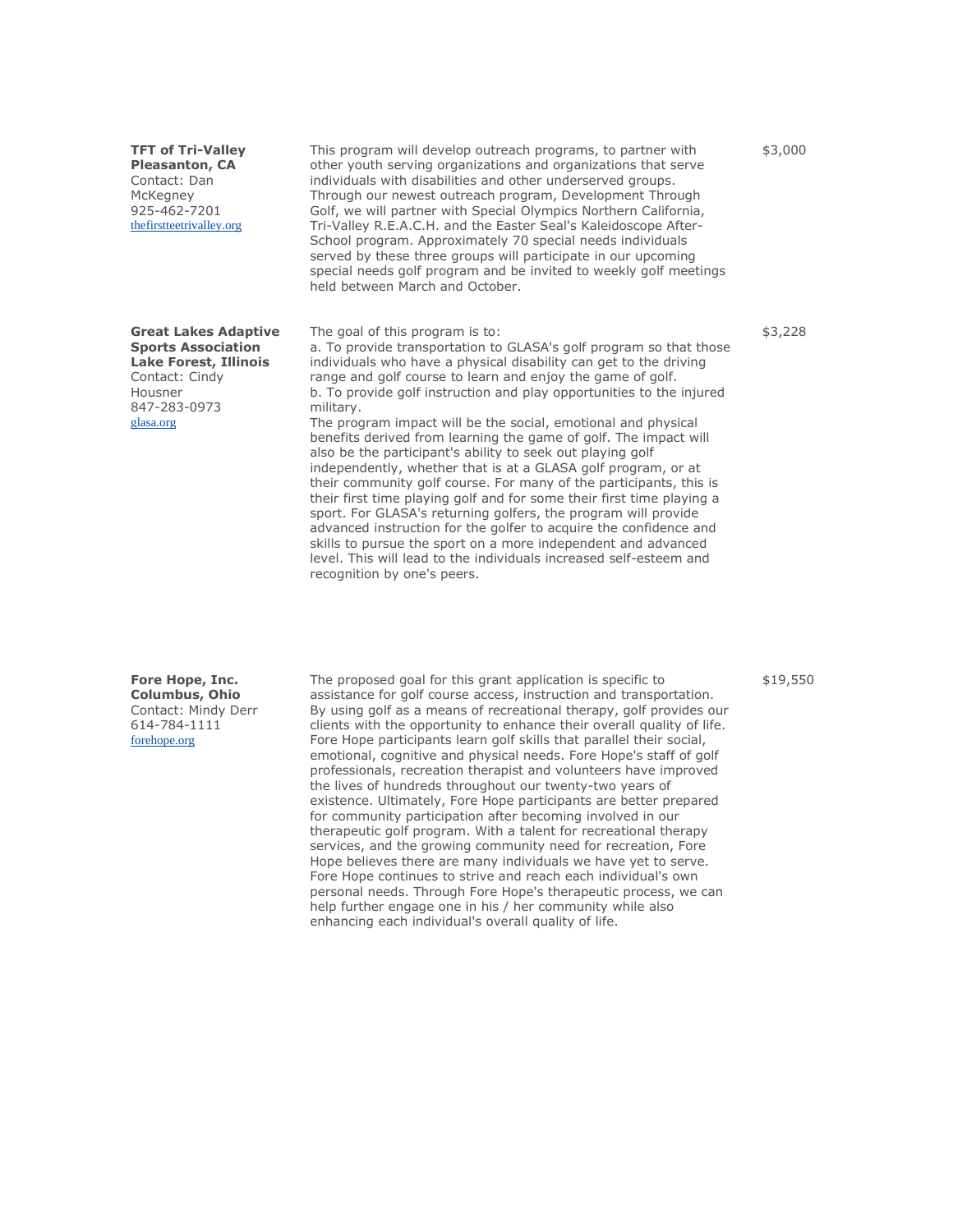| | | |
|---|---|---|
| **TFT of Tri-Valley**<br>**Pleasanton, CA**<br>Contact: Dan McKegney<br>925-462-7201<br>thefirstteetrivalley.org | This program will develop outreach programs, to partner with other youth serving organizations and organizations that serve individuals with disabilities and other underserved groups. Through our newest outreach program, Development Through Golf, we will partner with Special Olympics Northern California, Tri-Valley R.E.A.C.H. and the Easter Seal's Kaleidoscope After-School program. Approximately 70 special needs individuals served by these three groups will participate in our upcoming special needs golf program and be invited to weekly golf meetings held between March and October. | $3,000 |
| **Great Lakes Adaptive Sports Association**<br>**Lake Forest, Illinois**<br>Contact: Cindy Housner<br>847-283-0973<br>glasa.org | The goal of this program is to:<br>a. To provide transportation to GLASA's golf program so that those individuals who have a physical disability can get to the driving range and golf course to learn and enjoy the game of golf.<br>b. To provide golf instruction and play opportunities to the injured military.<br>The program impact will be the social, emotional and physical benefits derived from learning the game of golf. The impact will also be the participant's ability to seek out playing golf independently, whether that is at a GLASA golf program, or at their community golf course. For many of the participants, this is their first time playing golf and for some their first time playing a sport. For GLASA's returning golfers, the program will provide advanced instruction for the golfer to acquire the confidence and skills to pursue the sport on a more independent and advanced level. This will lead to the individuals increased self-esteem and recognition by one's peers. | $3,228 |
| **Fore Hope, Inc.**<br>**Columbus, Ohio**<br>Contact: Mindy Derr<br>614-784-1111<br>forehope.org | The proposed goal for this grant application is specific to assistance for golf course access, instruction and transportation. By using golf as a means of recreational therapy, golf provides our clients with the opportunity to enhance their overall quality of life. Fore Hope participants learn golf skills that parallel their social, emotional, cognitive and physical needs. Fore Hope's staff of golf professionals, recreation therapist and volunteers have improved the lives of hundreds throughout our twenty-two years of existence. Ultimately, Fore Hope participants are better prepared for community participation after becoming involved in our therapeutic golf program. With a talent for recreational therapy services, and the growing community need for recreation, Fore Hope believes there are many individuals we have yet to serve. Fore Hope continues to strive and reach each individual's own personal needs. Through Fore Hope's therapeutic process, we can help further engage one in his / her community while also enhancing each individual's overall quality of life. | $19,550 |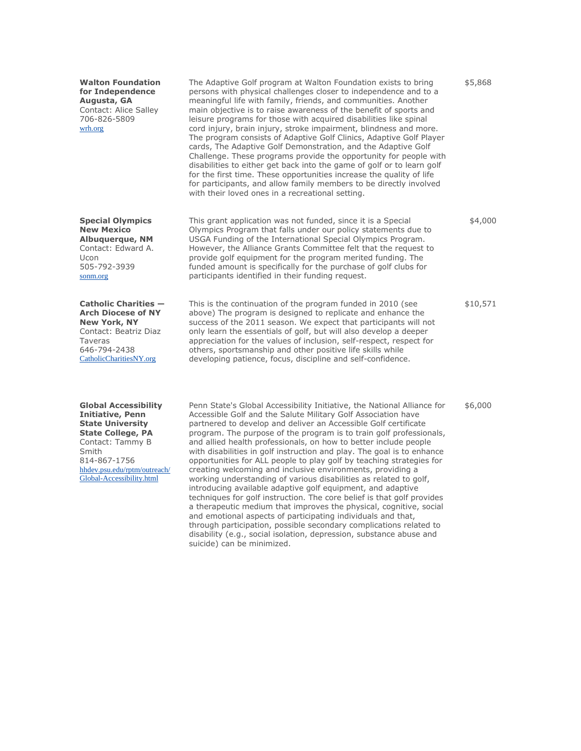| | | |
|---|---|---|
| **Walton Foundation for Independence**<br>**Augusta, GA**<br>Contact: Alice Salley<br>706-826-5809<br>wrh.org | The Adaptive Golf program at Walton Foundation exists to bring persons with physical challenges closer to independence and to a meaningful life with family, friends, and communities. Another main objective is to raise awareness of the benefit of sports and leisure programs for those with acquired disabilities like spinal cord injury, brain injury, stroke impairment, blindness and more. The program consists of Adaptive Golf Clinics, Adaptive Golf Player cards, The Adaptive Golf Demonstration, and the Adaptive Golf Challenge. These programs provide the opportunity for people with disabilities to either get back into the game of golf or to learn golf for the first time. These opportunities increase the quality of life for participants, and allow family members to be directly involved with their loved ones in a recreational setting. | $5,868 |
| **Special Olympics New Mexico**<br>**Albuquerque, NM**<br>Contact: Edward A. Ucon<br>505-792-3939<br>sonm.org | This grant application was not funded, since it is a Special Olympics Program that falls under our policy statements due to USGA Funding of the International Special Olympics Program. However, the Alliance Grants Committee felt that the request to provide golf equipment for the program merited funding. The funded amount is specifically for the purchase of golf clubs for participants identified in their funding request. | $4,000 |
| **Catholic Charities — Arch Diocese of NY**<br>**New York, NY**<br>Contact: Beatriz Diaz Taveras<br>646-794-2438<br>CatholicCharitiesNY.org | This is the continuation of the program funded in 2010 (see above) The program is designed to replicate and enhance the success of the 2011 season. We expect that participants will not only learn the essentials of golf, but will also develop a deeper appreciation for the values of inclusion, self-respect, respect for others, sportsmanship and other positive life skills while developing patience, focus, discipline and self-confidence. | $10,571 |
| **Global Accessibility Initiative, Penn State University**<br>**State College, PA**<br>Contact: Tammy B Smith<br>814-867-1756<br>hhdev.psu.edu/rptm/outreach/Global-Accessibility.html | Penn State's Global Accessibility Initiative, the National Alliance for Accessible Golf and the Salute Military Golf Association have partnered to develop and deliver an Accessible Golf certificate program. The purpose of the program is to train golf professionals, and allied health professionals, on how to better include people with disabilities in golf instruction and play. The goal is to enhance opportunities for ALL people to play golf by teaching strategies for creating welcoming and inclusive environments, providing a working understanding of various disabilities as related to golf, introducing available adaptive golf equipment, and adaptive techniques for golf instruction. The core belief is that golf provides a therapeutic medium that improves the physical, cognitive, social and emotional aspects of participating individuals and that, through participation, possible secondary complications related to disability (e.g., social isolation, depression, substance abuse and suicide) can be minimized. | $6,000 |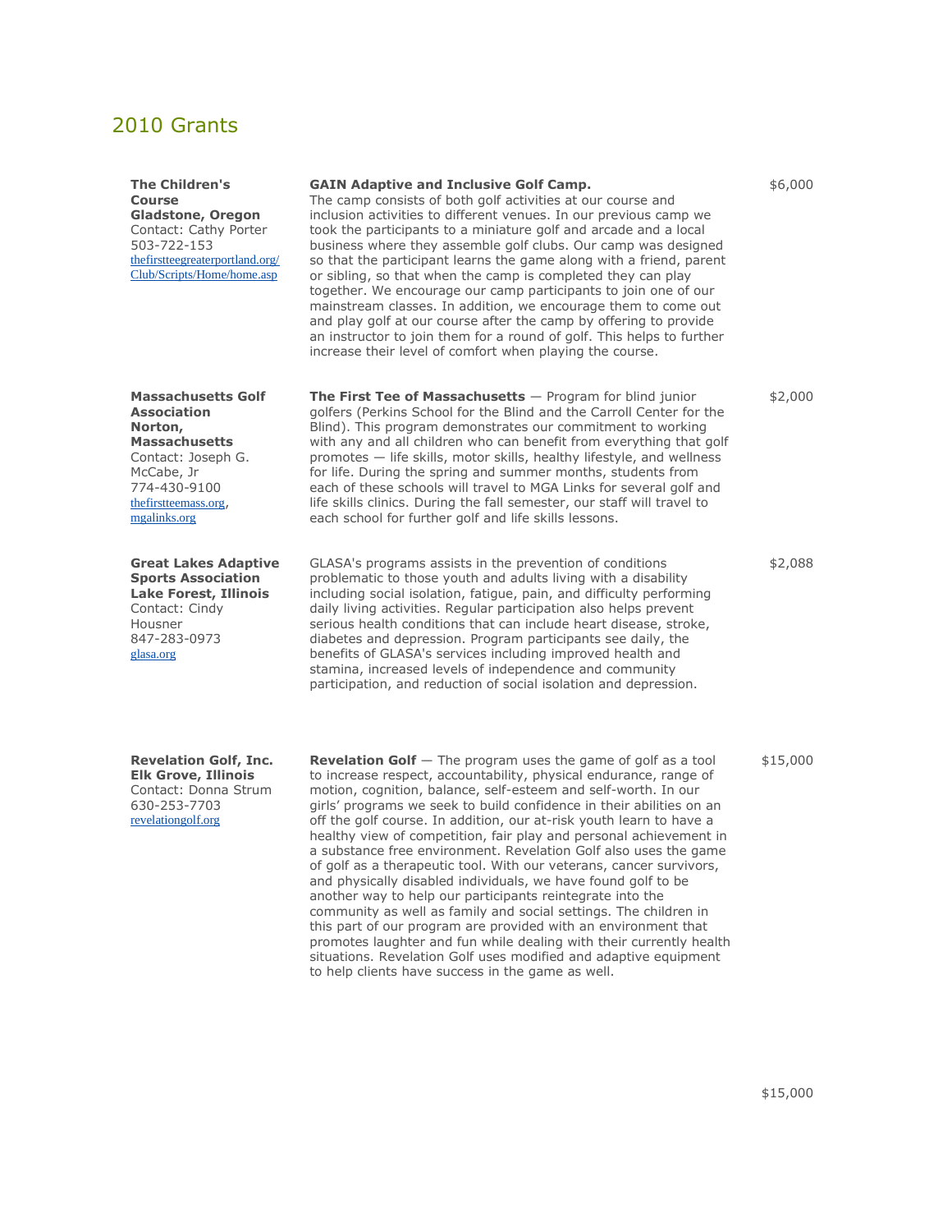## 2010 Grants

| | | |
|---|---|---|
| **The Children's Course**<br>**Gladstone, Oregon**<br>Contact: Cathy Porter<br>503-722-153<br>thefirstteegreaterportland.org/Club/Scripts/Home/home.asp | **GAIN Adaptive and Inclusive Golf Camp.**<br>The camp consists of both golf activities at our course and inclusion activities to different venues. In our previous camp we took the participants to a miniature golf and arcade and a local business where they assemble golf clubs. Our camp was designed so that the participant learns the game along with a friend, parent or sibling, so that when the camp is completed they can play together. We encourage our camp participants to join one of our mainstream classes. In addition, we encourage them to come out and play golf at our course after the camp by offering to provide an instructor to join them for a round of golf. This helps to further increase their level of comfort when playing the course. | $6,000 |
| **Massachusetts Golf Association**<br>**Norton, Massachusetts**<br>Contact: Joseph G. McCabe, Jr<br>774-430-9100<br>thefirstteemass.org, mgalinks.org | **The First Tee of Massachusetts** — Program for blind junior golfers (Perkins School for the Blind and the Carroll Center for the Blind). This program demonstrates our commitment to working with any and all children who can benefit from everything that golf promotes — life skills, motor skills, healthy lifestyle, and wellness for life. During the spring and summer months, students from each of these schools will travel to MGA Links for several golf and life skills clinics. During the fall semester, our staff will travel to each school for further golf and life skills lessons. | $2,000 |
| **Great Lakes Adaptive Sports Association**<br>**Lake Forest, Illinois**<br>Contact: Cindy Housner<br>847-283-0973<br>glasa.org | GLASA's programs assists in the prevention of conditions problematic to those youth and adults living with a disability including social isolation, fatigue, pain, and difficulty performing daily living activities. Regular participation also helps prevent serious health conditions that can include heart disease, stroke, diabetes and depression. Program participants see daily, the benefits of GLASA's services including improved health and stamina, increased levels of independence and community participation, and reduction of social isolation and depression. | $2,088 |
| **Revelation Golf, Inc.**<br>**Elk Grove, Illinois**<br>Contact: Donna Strum<br>630-253-7703<br>revelationgolf.org | **Revelation Golf** — The program uses the game of golf as a tool to increase respect, accountability, physical endurance, range of motion, cognition, balance, self-esteem and self-worth. In our girls' programs we seek to build confidence in their abilities on an off the golf course. In addition, our at-risk youth learn to have a healthy view of competition, fair play and personal achievement in a substance free environment. Revelation Golf also uses the game of golf as a therapeutic tool. With our veterans, cancer survivors, and physically disabled individuals, we have found golf to be another way to help our participants reintegrate into the community as well as family and social settings. The children in this part of our program are provided with an environment that promotes laughter and fun while dealing with their currently health situations. Revelation Golf uses modified and adaptive equipment to help clients have success in the game as well. | $15,000 |

$15,000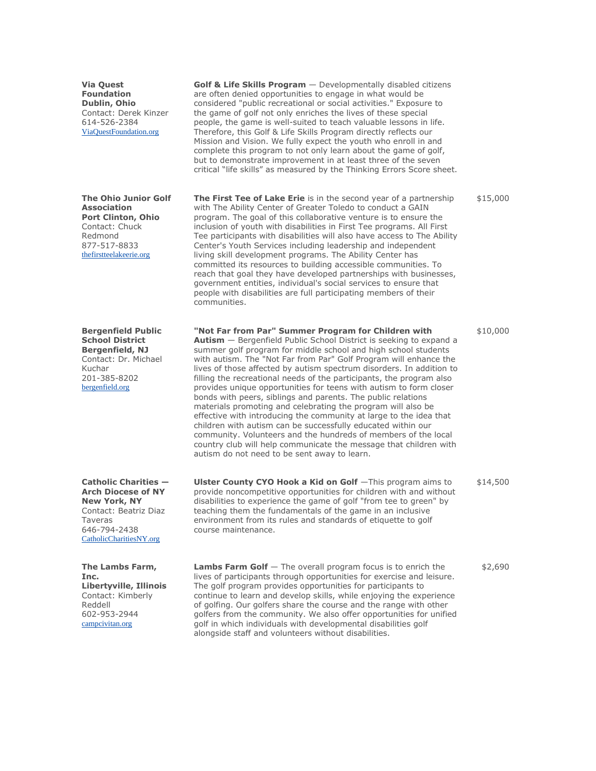| | | |
|---|---|---|
| **Via Quest Foundation**<br>**Dublin, Ohio**<br>Contact: Derek Kinzer<br>614-526-2384<br>ViaQuestFoundation.org | **Golf & Life Skills Program** — Developmentally disabled citizens are often denied opportunities to engage in what would be considered "public recreational or social activities." Exposure to the game of golf not only enriches the lives of these special people, the game is well-suited to teach valuable lessons in life. Therefore, this Golf & Life Skills Program directly reflects our Mission and Vision. We fully expect the youth who enroll in and complete this program to not only learn about the game of golf, but to demonstrate improvement in at least three of the seven critical "life skills" as measured by the Thinking Errors Score sheet. | |
| **The Ohio Junior Golf Association**<br>**Port Clinton, Ohio**<br>Contact: Chuck Redmond<br>877-517-8833<br>thefirstteelakeerie.org | **The First Tee of Lake Erie** is in the second year of a partnership with The Ability Center of Greater Toledo to conduct a GAIN program. The goal of this collaborative venture is to ensure the inclusion of youth with disabilities in First Tee programs. All First Tee participants with disabilities will also have access to The Ability Center's Youth Services including leadership and independent living skill development programs. The Ability Center has committed its resources to building accessible communities. To reach that goal they have developed partnerships with businesses, government entities, individual's social services to ensure that people with disabilities are full participating members of their communities. | $15,000 |
| **Bergenfield Public School District**<br>**Bergenfield, NJ**<br>Contact: Dr. Michael Kuchar<br>201-385-8202<br>bergenfield.org | **"Not Far from Par" Summer Program for Children with Autism** — Bergenfield Public School District is seeking to expand a summer golf program for middle school and high school students with autism. The "Not Far from Par" Golf Program will enhance the lives of those affected by autism spectrum disorders. In addition to filling the recreational needs of the participants, the program also provides unique opportunities for teens with autism to form closer bonds with peers, siblings and parents. The public relations materials promoting and celebrating the program will also be effective with introducing the community at large to the idea that children with autism can be successfully educated within our community. Volunteers and the hundreds of members of the local country club will help communicate the message that children with autism do not need to be sent away to learn. | $10,000 |
| **Catholic Charities — Arch Diocese of NY**<br>**New York, NY**<br>Contact: Beatriz Diaz Taveras<br>646-794-2438<br>CatholicCharitiesNY.org | **Ulster County CYO Hook a Kid on Golf** —This program aims to provide noncompetitive opportunities for children with and without disabilities to experience the game of golf "from tee to green" by teaching them the fundamentals of the game in an inclusive environment from its rules and standards of etiquette to golf course maintenance. | $14,500 |
| **The Lambs Farm, Inc.**<br>**Libertyville, Illinois**<br>Contact: Kimberly Reddell<br>602-953-2944<br>campcivitan.org | **Lambs Farm Golf** — The overall program focus is to enrich the lives of participants through opportunities for exercise and leisure. The golf program provides opportunities for participants to continue to learn and develop skills, while enjoying the experience of golfing. Our golfers share the course and the range with other golfers from the community. We also offer opportunities for unified golf in which individuals with developmental disabilities golf alongside staff and volunteers without disabilities. | $2,690 |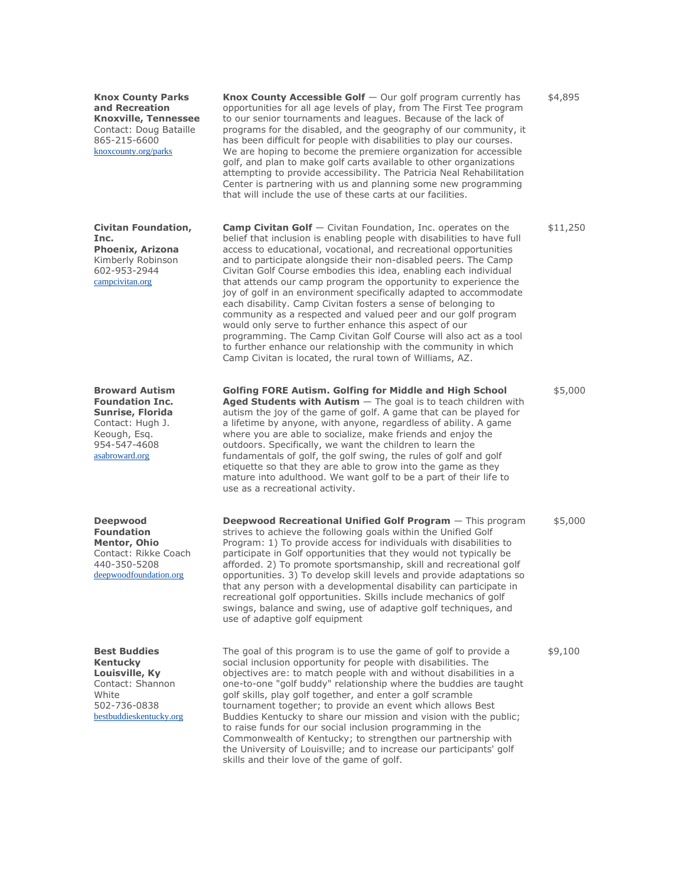| Organization | Program | Amount |
|---|---|---|
| **Knox County Parks and Recreation**<br>**Knoxville, Tennessee**<br>Contact: Doug Bataille<br>865-215-6600<br>knoxcounty.org/parks | **Knox County Accessible Golf** — Our golf program currently has opportunities for all age levels of play, from The First Tee program to our senior tournaments and leagues. Because of the lack of programs for the disabled, and the geography of our community, it has been difficult for people with disabilities to play our courses. We are hoping to become the premiere organization for accessible golf, and plan to make golf carts available to other organizations attempting to provide accessibility. The Patricia Neal Rehabilitation Center is partnering with us and planning some new programming that will include the use of these carts at our facilities. | $4,895 |
| **Civitan Foundation, Inc.**<br>**Phoenix, Arizona**<br>Kimberly Robinson<br>602-953-2944<br>campcivitan.org | **Camp Civitan Golf** — Civitan Foundation, Inc. operates on the belief that inclusion is enabling people with disabilities to have full access to educational, vocational, and recreational opportunities and to participate alongside their non-disabled peers. The Camp Civitan Golf Course embodies this idea, enabling each individual that attends our camp program the opportunity to experience the joy of golf in an environment specifically adapted to accommodate each disability. Camp Civitan fosters a sense of belonging to community as a respected and valued peer and our golf program would only serve to further enhance this aspect of our programming. The Camp Civitan Golf Course will also act as a tool to further enhance our relationship with the community in which Camp Civitan is located, the rural town of Williams, AZ. | $11,250 |
| **Broward Autism Foundation Inc.**<br>**Sunrise, Florida**<br>Contact: Hugh J. Keough, Esq.<br>954-547-4608<br>asabroward.org | **Golfing FORE Autism. Golfing for Middle and High School Aged Students with Autism** — The goal is to teach children with autism the joy of the game of golf. A game that can be played for a lifetime by anyone, with anyone, regardless of ability. A game where you are able to socialize, make friends and enjoy the outdoors. Specifically, we want the children to learn the fundamentals of golf, the golf swing, the rules of golf and golf etiquette so that they are able to grow into the game as they mature into adulthood. We want golf to be a part of their life to use as a recreational activity. | $5,000 |
| **Deepwood Foundation**<br>**Mentor, Ohio**<br>Contact: Rikke Coach<br>440-350-5208<br>deepwoodfoundation.org | **Deepwood Recreational Unified Golf Program** — This program strives to achieve the following goals within the Unified Golf Program: 1) To provide access for individuals with disabilities to participate in Golf opportunities that they would not typically be afforded. 2) To promote sportsmanship, skill and recreational golf opportunities. 3) To develop skill levels and provide adaptations so that any person with a developmental disability can participate in recreational golf opportunities. Skills include mechanics of golf swings, balance and swing, use of adaptive golf techniques, and use of adaptive golf equipment | $5,000 |
| **Best Buddies Kentucky**<br>**Louisville, Ky**<br>Contact: Shannon White<br>502-736-0838<br>bestbuddieskentucky.org | The goal of this program is to use the game of golf to provide a social inclusion opportunity for people with disabilities. The objectives are: to match people with and without disabilities in a one-to-one "golf buddy" relationship where the buddies are taught golf skills, play golf together, and enter a golf scramble tournament together; to provide an event which allows Best Buddies Kentucky to share our mission and vision with the public; to raise funds for our social inclusion programming in the Commonwealth of Kentucky; to strengthen our partnership with the University of Louisville; and to increase our participants' golf skills and their love of the game of golf. | $9,100 |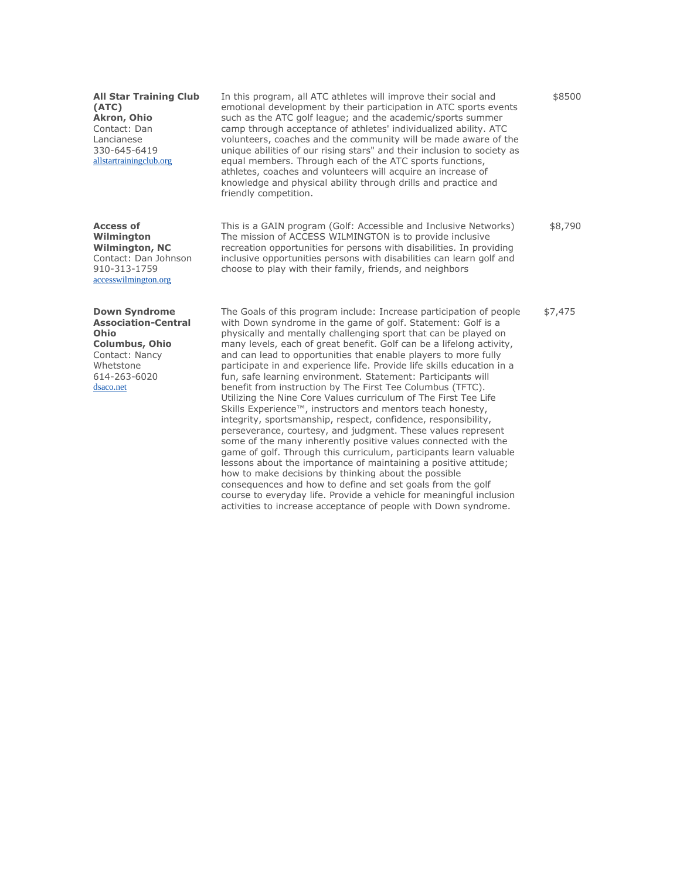| | | |
|---|---|---|
| **All Star Training Club (ATC)**<br>**Akron, Ohio**<br>Contact: Dan Lancianese<br>330-645-6419<br>allstartrainingclub.org | In this program, all ATC athletes will improve their social and emotional development by their participation in ATC sports events such as the ATC golf league; and the academic/sports summer camp through acceptance of athletes' individualized ability. ATC volunteers, coaches and the community will be made aware of the unique abilities of our rising stars" and their inclusion to society as equal members. Through each of the ATC sports functions, athletes, coaches and volunteers will acquire an increase of knowledge and physical ability through drills and practice and friendly competition. | $8500 |
| **Access of Wilmington**<br>**Wilmington, NC**<br>Contact: Dan Johnson<br>910-313-1759<br>accesswilmington.org | This is a GAIN program (Golf: Accessible and Inclusive Networks) The mission of ACCESS WILMINGTON is to provide inclusive recreation opportunities for persons with disabilities. In providing inclusive opportunities persons with disabilities can learn golf and choose to play with their family, friends, and neighbors | $8,790 |
| **Down Syndrome Association-Central Ohio**<br>**Columbus, Ohio**<br>Contact: Nancy Whetstone<br>614-263-6020<br>dsaco.net | The Goals of this program include: Increase participation of people with Down syndrome in the game of golf. Statement: Golf is a physically and mentally challenging sport that can be played on many levels, each of great benefit. Golf can be a lifelong activity, and can lead to opportunities that enable players to more fully participate in and experience life. Provide life skills education in a fun, safe learning environment. Statement: Participants will benefit from instruction by The First Tee Columbus (TFTC). Utilizing the Nine Core Values curriculum of The First Tee Life Skills Experience™, instructors and mentors teach honesty, integrity, sportsmanship, respect, confidence, responsibility, perseverance, courtesy, and judgment. These values represent some of the many inherently positive values connected with the game of golf. Through this curriculum, participants learn valuable lessons about the importance of maintaining a positive attitude; how to make decisions by thinking about the possible consequences and how to define and set goals from the golf course to everyday life. Provide a vehicle for meaningful inclusion activities to increase acceptance of people with Down syndrome. | $7,475 |